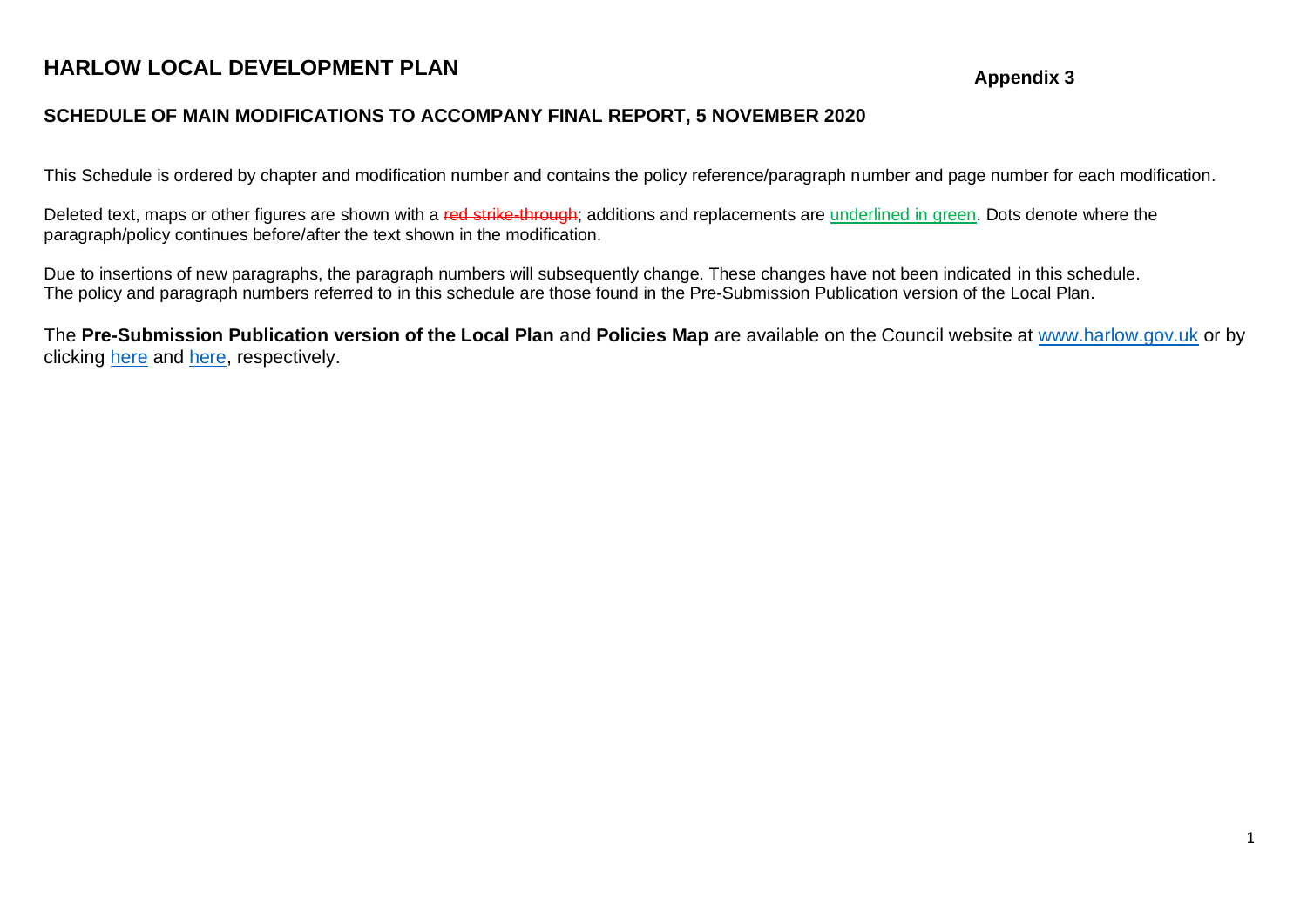# HARLOW LOCAL DEVELOPMENT PLAN

**Appendix 3**

## SCHEDULE OF MAIN MODIFICATIONS TO ACCOMPANY FINAL REPORT, 5 NOVEMBER 2020

This Schedule is ordered by chapter and modification number and contains the policy reference/paragraph number and page number for each modification.

Deleted text, maps or other figures are shown with a ~~red strike-through~~; additions and replacements are <u>underlined in green</u>. Dots denote where the paragraph/policy continues before/after the text shown in the modification.

Due to insertions of new paragraphs, the paragraph numbers will subsequently change. These changes have not been indicated in this schedule. The policy and paragraph numbers referred to in this schedule are those found in the Pre-Submission Publication version of the Local Plan.

The **Pre-Submission Publication version of the Local Plan** and **Policies Map** are available on the Council website at www.harlow.gov.uk or by clicking here and here, respectively.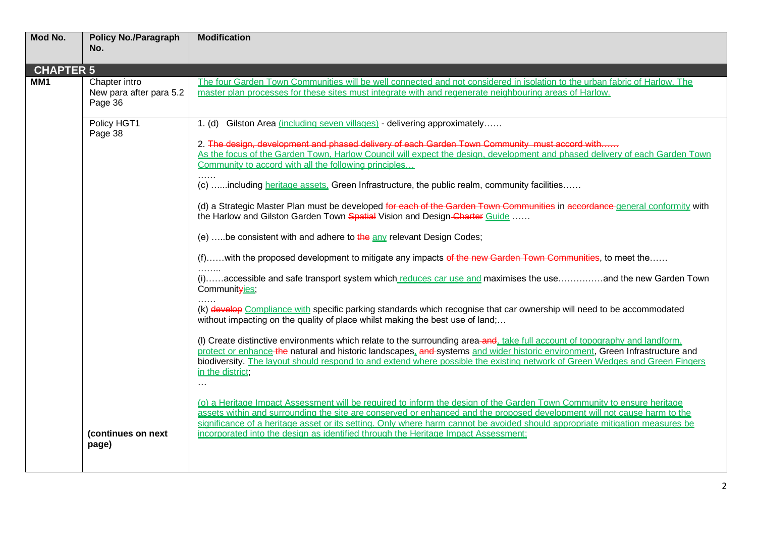| Mod No. | Policy No./Paragraph No. | Modification |
|---|---|---|
| **CHAPTER 5** | | |
| **MM1** | Chapter intro<br>New para after para 5.2<br>Page 36 | <u>The four Garden Town Communities will be well connected and not considered in isolation to the urban fabric of Harlow. The master plan processes for these sites must integrate with and regenerate neighbouring areas of Harlow.</u> |
| | Policy HGT1<br>Page 38<br><br><br><br><br><br><br><br><br><br><br><br><br><br>**(continues on next page)** | 1. (d) Gilston Area <u>(including seven villages)</u> - delivering approximately……<br><br>2. ~~The design, development and phased delivery of each Garden Town Community must accord with……~~<br><u>As the focus of the Garden Town, Harlow Council will expect the design, development and phased delivery of each Garden Town Community to accord with all the following principles…</u><br>……<br>(c) …...including <u>heritage assets,</u> Green Infrastructure, the public realm, community facilities……<br><br>(d) a Strategic Master Plan must be developed ~~for each of the Garden Town Communities~~ in ~~accordance~~ <u>general conformity</u> with the Harlow and Gilston Garden Town ~~Spatial~~ Vision and Design ~~Charter~~ <u>Guide</u> ……<br><br>(e) …..be consistent with and adhere to ~~the~~ <u>any</u> relevant Design Codes;<br><br>(f)……with the proposed development to mitigate any impacts ~~of the new Garden Town Communities~~, to meet the……<br>……..<br>(i)……accessible and safe transport system which <u>reduces car use and</u> maximises the use……………and the new Garden Town Communit~~y~~<u>ies</u>;<br>……<br>(k) ~~develop~~ <u>Compliance with</u> specific parking standards which recognise that car ownership will need to be accommodated without impacting on the quality of place whilst making the best use of land;…<br><br>(l) Create distinctive environments which relate to the surrounding area ~~and~~<u>, take full account of topography and landform, protect or enhance</u> ~~the~~ natural and historic landscapes<u>,</u> ~~and~~ systems <u>and wider historic environment</u>, Green Infrastructure and biodiversity. <u>The layout should respond to and extend where possible the existing network of Green Wedges and Green Fingers in the district</u>;<br>…<br><br><u>(o) a Heritage Impact Assessment will be required to inform the design of the Garden Town Community to ensure heritage assets within and surrounding the site are conserved or enhanced and the proposed development will not cause harm to the significance of a heritage asset or its setting. Only where harm cannot be avoided should appropriate mitigation measures be incorporated into the design as identified through the Heritage Impact Assessment;</u> |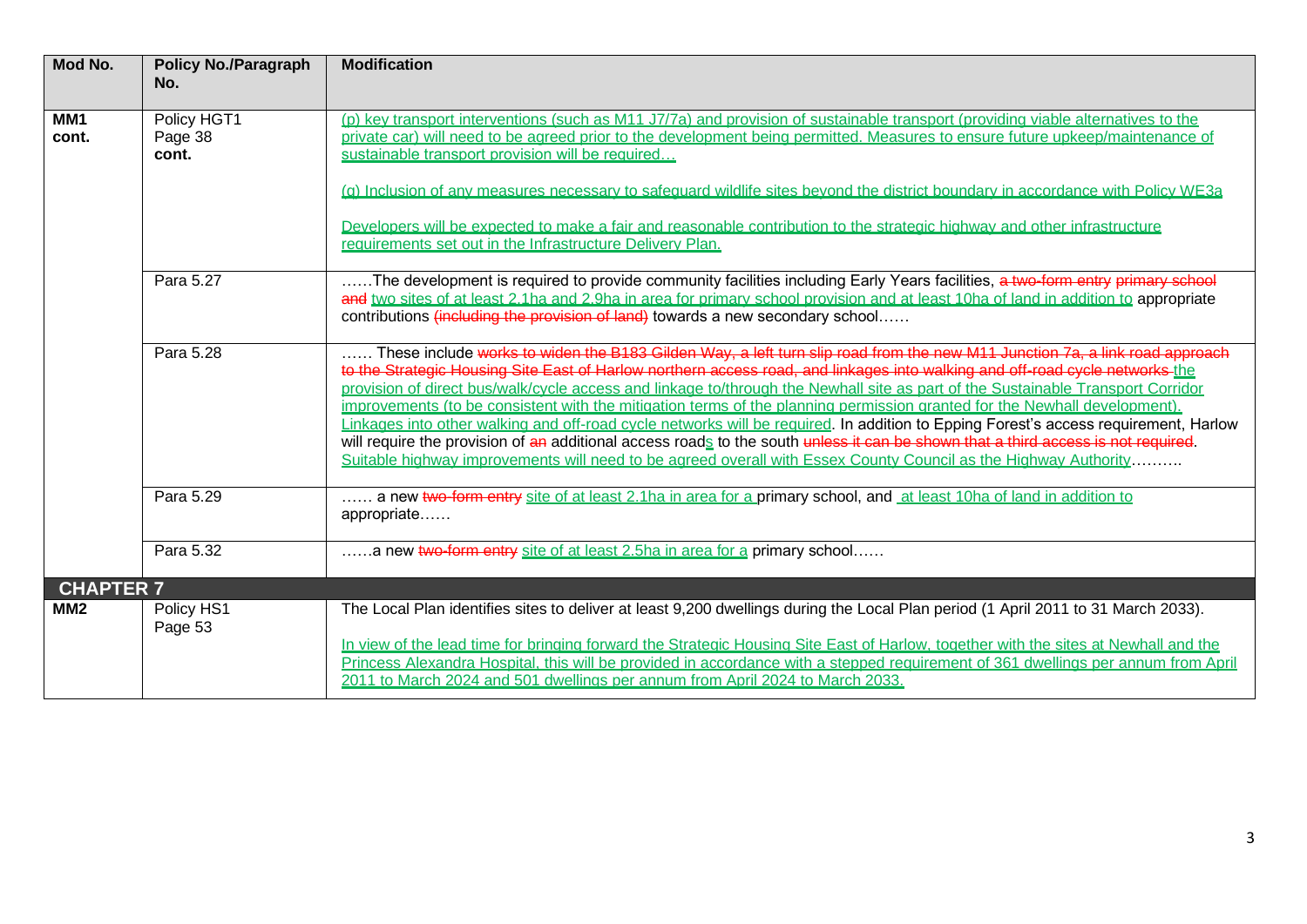| Mod No. | Policy No./Paragraph No. | Modification |
|---|---|---|
| **MM1 cont.** | Policy HGT1 Page 38 **cont.** | <u>(p) key transport interventions (such as M11 J7/7a) and provision of sustainable transport (providing viable alternatives to the private car) will need to be agreed prior to the development being permitted. Measures to ensure future upkeep/maintenance of sustainable transport provision will be required…</u><br><br><u>(q) Inclusion of any measures necessary to safeguard wildlife sites beyond the district boundary in accordance with Policy WE3a</u><br><br><u>Developers will be expected to make a fair and reasonable contribution to the strategic highway and other infrastructure requirements set out in the Infrastructure Delivery Plan.</u> |
| | Para 5.27 | ……The development is required to provide community facilities including Early Years facilities, ~~a two-form entry primary school and~~ <u>two sites of at least 2.1ha and 2.9ha in area for primary school provision and at least 10ha of land in addition to</u> appropriate contributions ~~(including the provision of land)~~ towards a new secondary school…… |
| | Para 5.28 | …… These include ~~works to widen the B183 Gilden Way, a left turn slip road from the new M11 Junction 7a, a link road approach to the Strategic Housing Site East of Harlow northern access road, and linkages into walking and off-road cycle networks~~ <u>the provision of direct bus/walk/cycle access and linkage to/through the Newhall site as part of the Sustainable Transport Corridor improvements (to be consistent with the mitigation terms of the planning permission granted for the Newhall development). Linkages into other walking and off-road cycle networks will be required</u>. In addition to Epping Forest's access requirement, Harlow will require the provision of ~~an~~ additional access road<u>s</u> to the south ~~unless it can be shown that a third access is not required~~. <u>Suitable highway improvements will need to be agreed overall with Essex County Council as the Highway Authority</u>………. |
| | Para 5.29 | …… a new ~~two-form entry~~ <u>site of at least 2.1ha in area for a</u> primary school, and <u>at least 10ha of land in addition to</u> appropriate…… |
| | Para 5.32 | ……a new ~~two-form entry~~ <u>site of at least 2.5ha in area for a</u> primary school…… |
| **CHAPTER 7** | | |
| **MM2** | Policy HS1 Page 53 | The Local Plan identifies sites to deliver at least 9,200 dwellings during the Local Plan period (1 April 2011 to 31 March 2033).<br><br><u>In view of the lead time for bringing forward the Strategic Housing Site East of Harlow, together with the sites at Newhall and the Princess Alexandra Hospital, this will be provided in accordance with a stepped requirement of 361 dwellings per annum from April 2011 to March 2024 and 501 dwellings per annum from April 2024 to March 2033.</u> |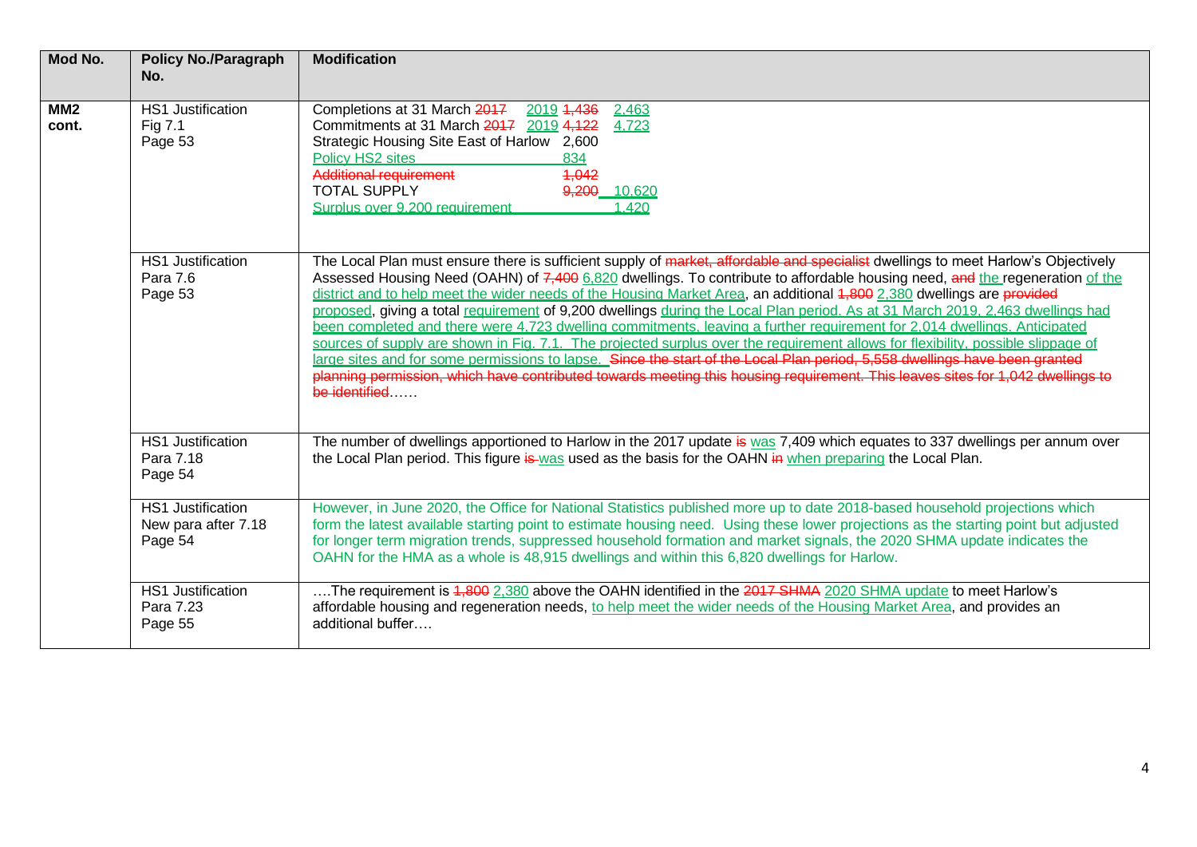| Mod No. | Policy No./Paragraph No. | Modification |
|---|---|---|
| **MM2 cont.** | HS1 Justification<br>Fig 7.1<br>Page 53 | Completions at 31 March ~~2017~~ <u>2019</u> ~~1,436~~ <u>2,463</u><br>Commitments at 31 March ~~2017~~ <u>2019</u> ~~4,122~~ <u>4,723</u><br>Strategic Housing Site East of Harlow 2,600<br><u>Policy HS2 sites 834</u><br>~~Additional requirement 1,042~~<br>TOTAL SUPPLY ~~9,200~~ <u>10,620</u><br><u>Surplus over 9,200 requirement 1,420</u> |
| | HS1 Justification<br>Para 7.6<br>Page 53 | The Local Plan must ensure there is sufficient supply of ~~market, affordable and specialist~~ dwellings to meet Harlow's Objectively Assessed Housing Need (OAHN) of ~~7,400~~ <u>6,820</u> dwellings. To contribute to affordable housing need, ~~and~~ <u>the</u> regeneration <u>of the district and to help meet the wider needs of the Housing Market Area</u>, an additional ~~1,800~~ <u>2,380</u> dwellings are ~~provided~~ <u>proposed</u>, giving a total <u>requirement</u> of 9,200 dwellings <u>during the Local Plan period. As at 31 March 2019, 2,463 dwellings had been completed and there were 4,723 dwelling commitments, leaving a further requirement for 2,014 dwellings. Anticipated sources of supply are shown in Fig. 7.1. The projected surplus over the requirement allows for flexibility, possible slippage of large sites and for some permissions to lapse.</u> ~~Since the start of the Local Plan period, 5,558 dwellings have been granted planning permission, which have contributed towards meeting this housing requirement. This leaves sites for 1,042 dwellings to be identified~~…… |
| | HS1 Justification<br>Para 7.18<br>Page 54 | The number of dwellings apportioned to Harlow in the 2017 update ~~is~~ <u>was</u> 7,409 which equates to 337 dwellings per annum over the Local Plan period. This figure ~~is~~ <u>was</u> used as the basis for the OAHN ~~in~~ <u>when preparing</u> the Local Plan. |
| | HS1 Justification<br>New para after 7.18<br>Page 54 | <u>However, in June 2020, the Office for National Statistics published more up to date 2018-based household projections which form the latest available starting point to estimate housing need. Using these lower projections as the starting point but adjusted for longer term migration trends, suppressed household formation and market signals, the 2020 SHMA update indicates the OAHN for the HMA as a whole is 48,915 dwellings and within this 6,820 dwellings for Harlow.</u> |
| | HS1 Justification<br>Para 7.23<br>Page 55 | ….The requirement is ~~1,800~~ <u>2,380</u> above the OAHN identified in the ~~2017 SHMA~~ <u>2020 SHMA update</u> to meet Harlow's affordable housing and regeneration needs, <u>to help meet the wider needs of the Housing Market Area</u>, and provides an additional buffer…. |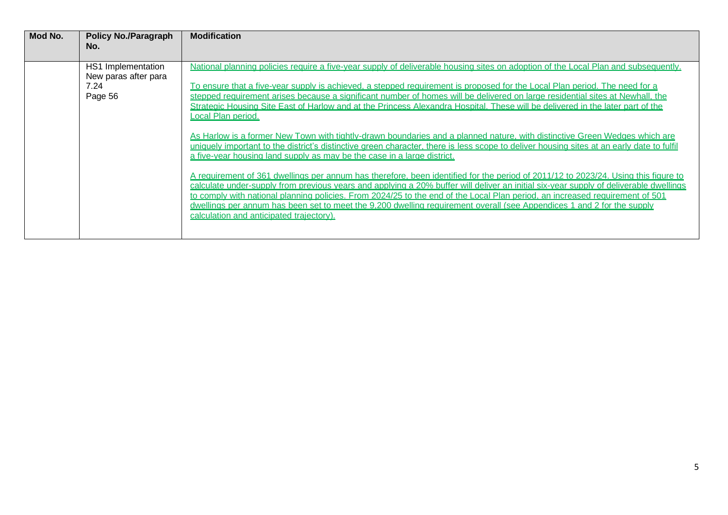| Mod No. | Policy No./Paragraph No. | Modification |
|---|---|---|
| | HS1 Implementation New paras after para 7.24 Page 56 | National planning policies require a five-year supply of deliverable housing sites on adoption of the Local Plan and subsequently.<br><br>To ensure that a five-year supply is achieved, a stepped requirement is proposed for the Local Plan period. The need for a stepped requirement arises because a significant number of homes will be delivered on large residential sites at Newhall, the Strategic Housing Site East of Harlow and at the Princess Alexandra Hospital. These will be delivered in the later part of the Local Plan period.<br><br>As Harlow is a former New Town with tightly-drawn boundaries and a planned nature, with distinctive Green Wedges which are uniquely important to the district's distinctive green character, there is less scope to deliver housing sites at an early date to fulfil a five-year housing land supply as may be the case in a large district.<br><br>A requirement of 361 dwellings per annum has therefore, been identified for the period of 2011/12 to 2023/24. Using this figure to calculate under-supply from previous years and applying a 20% buffer will deliver an initial six-year supply of deliverable dwellings to comply with national planning policies. From 2024/25 to the end of the Local Plan period, an increased requirement of 501 dwellings per annum has been set to meet the 9,200 dwelling requirement overall (see Appendices 1 and 2 for the supply calculation and anticipated trajectory). |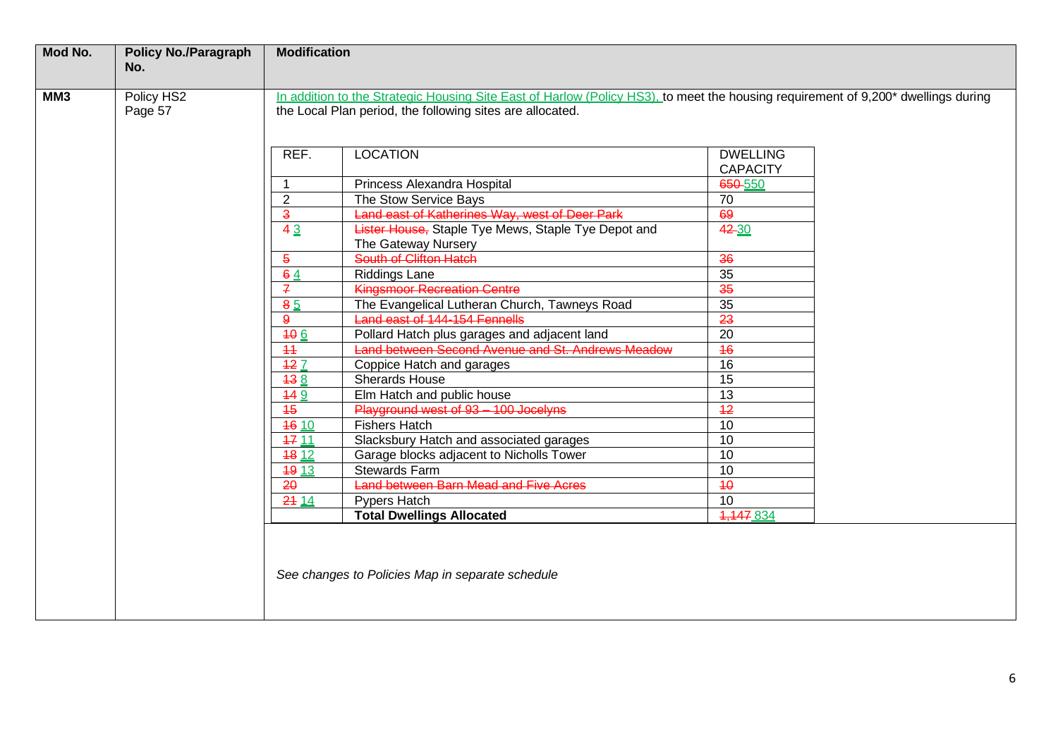| Mod No. | Policy No./Paragraph No. | Modification |
|---|---|---|
| **MM3** | Policy HS2 Page 57 | In addition to the Strategic Housing Site East of Harlow (Policy HS3), to meet the housing requirement of 9,200* dwellings during the Local Plan period, the following sites are allocated. |

| REF. | LOCATION | DWELLING CAPACITY |
|---|---|---|
| 1 | Princess Alexandra Hospital | ~~650~~ 550 |
| 2 | The Stow Service Bays | 70 |
| ~~3~~ | ~~Land east of Katherines Way, west of Deer Park~~ | ~~69~~ |
| ~~4~~ 3 | ~~Lister House,~~ Staple Tye Mews, Staple Tye Depot and The Gateway Nursery | ~~42~~ 30 |
| ~~5~~ | ~~South of Clifton Hatch~~ | ~~36~~ |
| ~~6~~ 4 | Riddings Lane | 35 |
| ~~7~~ | ~~Kingsmoor Recreation Centre~~ | ~~35~~ |
| ~~8~~ 5 | The Evangelical Lutheran Church, Tawneys Road | 35 |
| ~~9~~ | ~~Land east of 144-154 Fennells~~ | ~~23~~ |
| ~~10~~ 6 | Pollard Hatch plus garages and adjacent land | 20 |
| ~~11~~ | ~~Land between Second Avenue and St. Andrews Meadow~~ | ~~16~~ |
| ~~12~~ 7 | Coppice Hatch and garages | 16 |
| ~~13~~ 8 | Sherards House | 15 |
| ~~14~~ 9 | Elm Hatch and public house | 13 |
| ~~15~~ | ~~Playground west of 93 – 100 Jocelyns~~ | ~~12~~ |
| ~~16~~ 10 | Fishers Hatch | 10 |
| ~~17~~ 11 | Slacksbury Hatch and associated garages | 10 |
| ~~18~~ 12 | Garage blocks adjacent to Nicholls Tower | 10 |
| ~~19~~ 13 | Stewards Farm | 10 |
| ~~20~~ | ~~Land between Barn Mead and Five Acres~~ | ~~10~~ |
| ~~21~~ 14 | Pypers Hatch | 10 |
| | **Total Dwellings Allocated** | ~~1,147~~ 834 |

*See changes to Policies Map in separate schedule*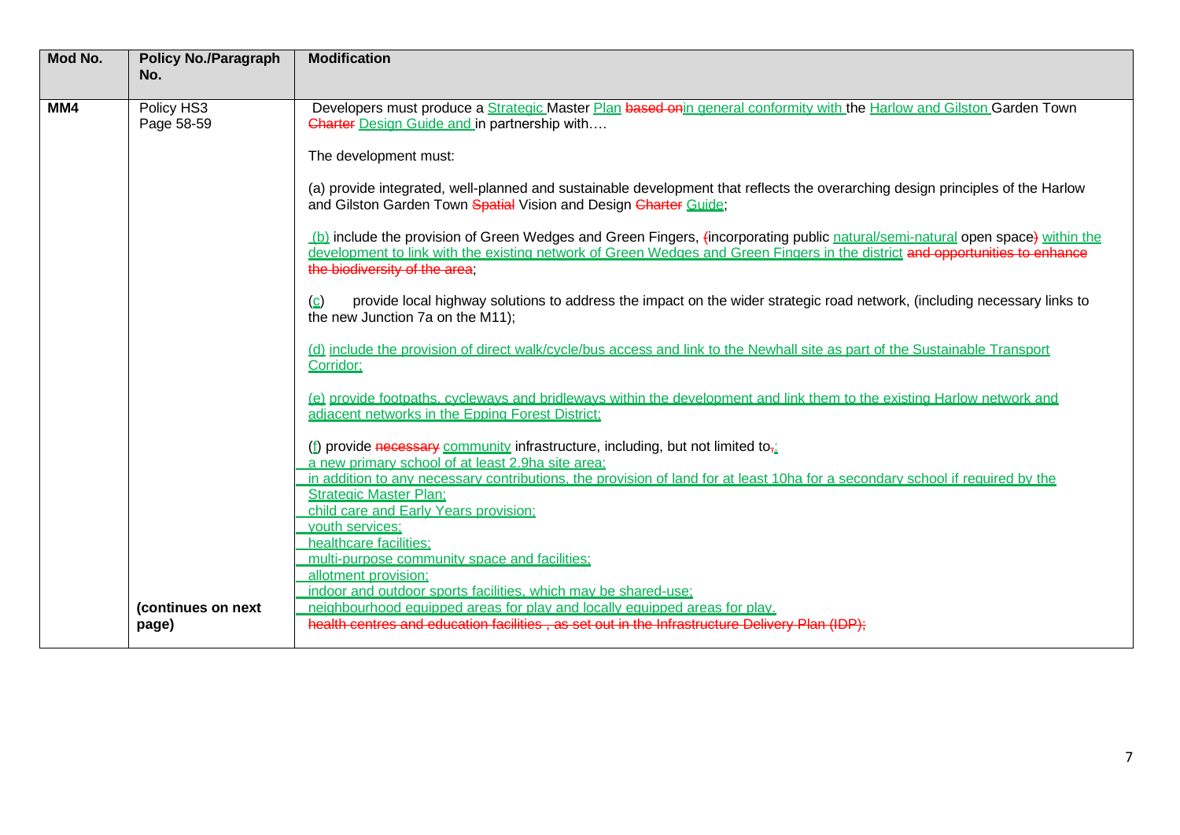| Mod No. | Policy No./Paragraph No. | Modification |
|---|---|---|
| **MM4** | Policy HS3<br>Page 58-59<br><br>**(continues on next page)** | Developers must produce a <ins>Strategic</ins> Master <ins>Plan</ins> ~~based on~~<ins>in general conformity with</ins> the <ins>Harlow and Gilston</ins> Garden Town ~~Charter~~ <ins>Design Guide and</ins> in partnership with….<br><br>The development must:<br><br>(a) provide integrated, well-planned and sustainable development that reflects the overarching design principles of the Harlow and Gilston Garden Town ~~Spatial~~ Vision and Design ~~Charter~~ <ins>Guide</ins>;<br><br><ins>(b)</ins> include the provision of Green Wedges and Green Fingers, ~~(~~incorporating public <ins>natural/semi-natural</ins> open space~~)~~ <ins>within the development to link with the existing network of Green Wedges and Green Fingers in the district</ins> ~~and opportunities to enhance the biodiversity of the area~~;<br><br>(<ins>c</ins>) provide local highway solutions to address the impact on the wider strategic road network, (including necessary links to the new Junction 7a on the M11);<br><br><ins>(d) include the provision of direct walk/cycle/bus access and link to the Newhall site as part of the Sustainable Transport Corridor;</ins><br><br><ins>(e) provide footpaths, cycleways and bridleways within the development and link them to the existing Harlow network and adjacent networks in the Epping Forest District;</ins><br><br>(<ins>f</ins>) provide ~~necessary~~ <ins>community</ins> infrastructure, including, but not limited to~~,~~<ins>:</ins><br><ins>a new primary school of at least 2.9ha site area;</ins><br><ins>in addition to any necessary contributions, the provision of land for at least 10ha for a secondary school if required by the Strategic Master Plan;</ins><br><ins>child care and Early Years provision;</ins><br><ins>youth services;</ins><br><ins>healthcare facilities;</ins><br><ins>multi-purpose community space and facilities;</ins><br><ins>allotment provision;</ins><br><ins>indoor and outdoor sports facilities, which may be shared-use;</ins><br><ins>neighbourhood equipped areas for play and locally equipped areas for play.</ins><br>~~health centres and education facilities , as set out in the Infrastructure Delivery Plan (IDP);~~ |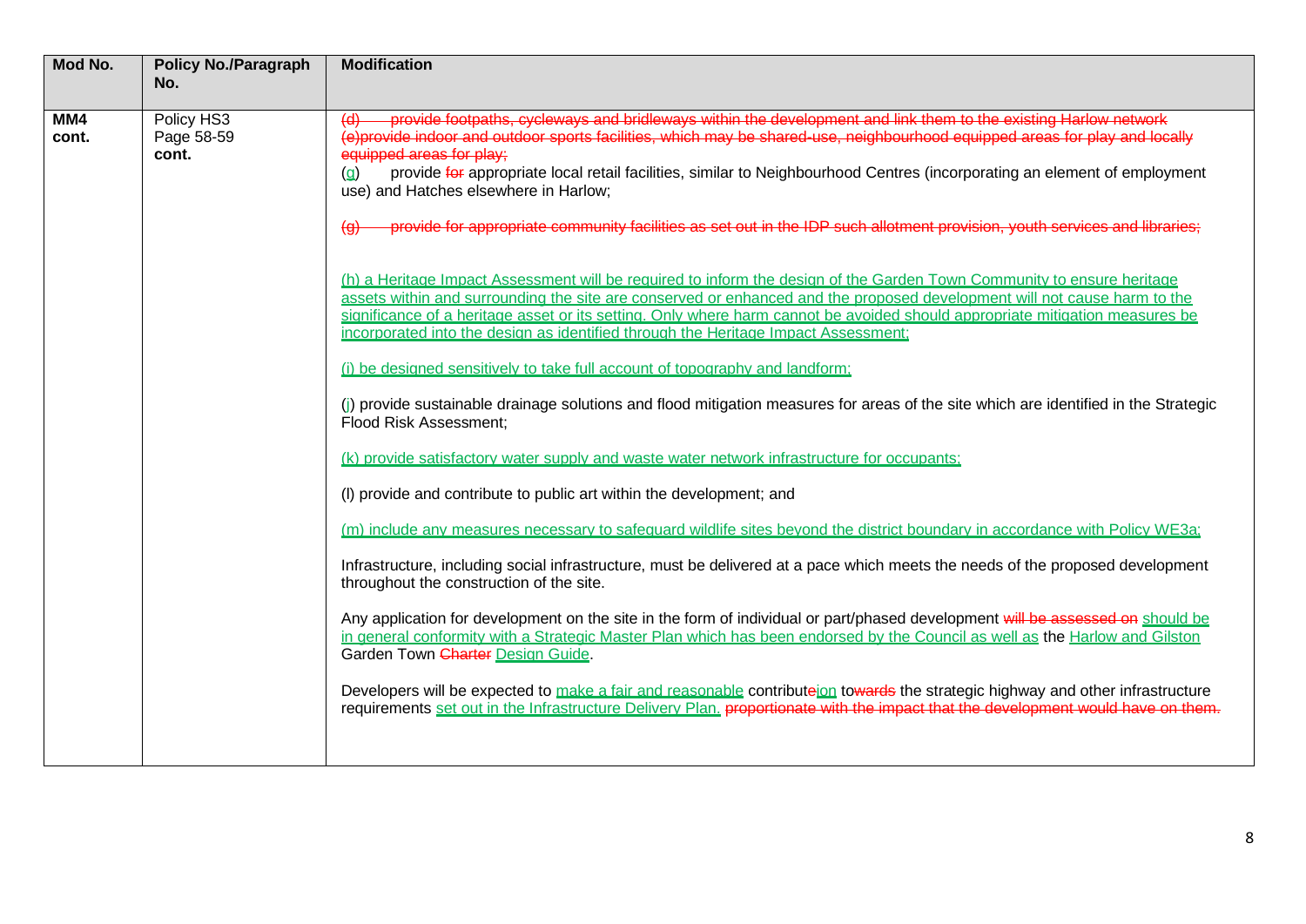| Mod No. | Policy No./Paragraph No. | Modification |
|---|---|---|
| **MM4 cont.** | Policy HS3<br>Page 58-59<br>**cont.** | ~~(d) provide footpaths, cycleways and bridleways within the development and link them to the existing Harlow network~~<br>~~(e)provide indoor and outdoor sports facilities, which may be shared-use, neighbourhood equipped areas for play and locally equipped areas for play;~~<br>(g) provide ~~for~~ appropriate local retail facilities, similar to Neighbourhood Centres (incorporating an element of employment use) and Hatches elsewhere in Harlow;<br><br>~~(g) provide for appropriate community facilities as set out in the IDP such allotment provision, youth services and libraries;~~<br><br><u>(h) a Heritage Impact Assessment will be required to inform the design of the Garden Town Community to ensure heritage assets within and surrounding the site are conserved or enhanced and the proposed development will not cause harm to the significance of a heritage asset or its setting. Only where harm cannot be avoided should appropriate mitigation measures be incorporated into the design as identified through the Heritage Impact Assessment;</u><br><br><u>(i) be designed sensitively to take full account of topography and landform;</u><br><br>(j) provide sustainable drainage solutions and flood mitigation measures for areas of the site which are identified in the Strategic Flood Risk Assessment;<br><br><u>(k) provide satisfactory water supply and waste water network infrastructure for occupants;</u><br><br>(l) provide and contribute to public art within the development; and<br><br><u>(m) include any measures necessary to safeguard wildlife sites beyond the district boundary in accordance with Policy WE3a;</u><br><br>Infrastructure, including social infrastructure, must be delivered at a pace which meets the needs of the proposed development throughout the construction of the site.<br><br>Any application for development on the site in the form of individual or part/phased development ~~will be assessed on~~ <u>should be in general conformity with a Strategic Master Plan which has been endorsed by the Council as well as</u> the <u>Harlow and Gilston</u> Garden Town ~~Charter~~ <u>Design Guide</u>.<br><br>Developers will be expected to <u>make a fair and reasonable</u> contribut~~e~~<u>ion</u> to~~wards~~ the strategic highway and other infrastructure requirements <u>set out in the Infrastructure Delivery Plan.</u> ~~proportionate with the impact that the development would have on them.~~ |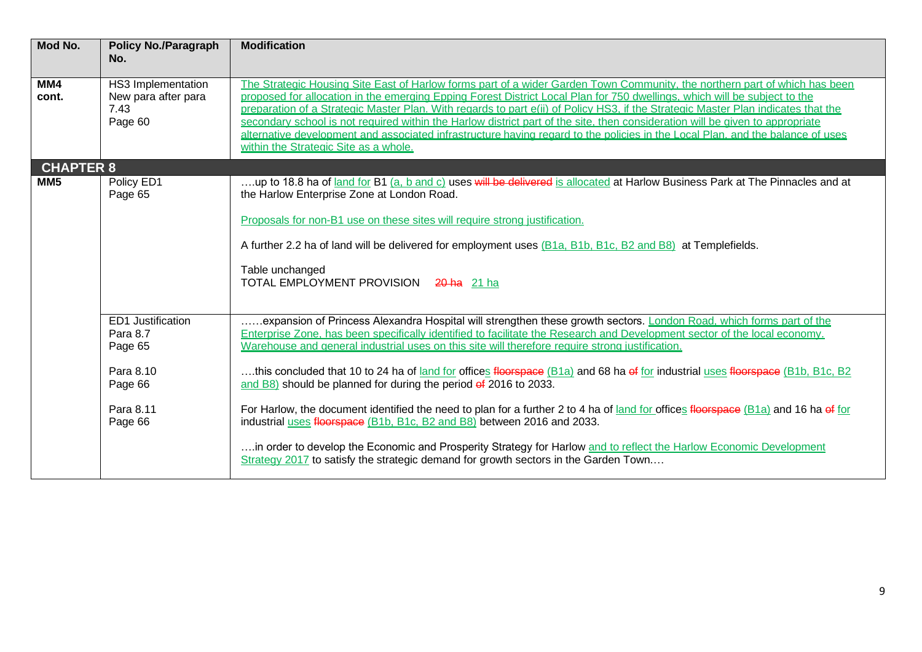| Mod No. | Policy No./Paragraph No. | Modification |
|---|---|---|
| MM4 cont. | HS3 Implementation New para after para 7.43 Page 60 | The Strategic Housing Site East of Harlow forms part of a wider Garden Town Community, the northern part of which has been proposed for allocation in the emerging Epping Forest District Local Plan for 750 dwellings, which will be subject to the preparation of a Strategic Master Plan. With regards to part e(ii) of Policy HS3, if the Strategic Master Plan indicates that the secondary school is not required within the Harlow district part of the site, then consideration will be given to appropriate alternative development and associated infrastructure having regard to the policies in the Local Plan, and the balance of uses within the Strategic Site as a whole. |
| **CHAPTER 8** | | |
| MM5 | Policy ED1 Page 65 | ….up to 18.8 ha of land for B1 (a, b and c) uses ~~will be delivered~~ is allocated at Harlow Business Park at The Pinnacles and at the Harlow Enterprise Zone at London Road.<br><br>Proposals for non-B1 use on these sites will require strong justification.<br><br>A further 2.2 ha of land will be delivered for employment uses (B1a, B1b, B1c, B2 and B8) at Templefields.<br><br>Table unchanged<br>TOTAL EMPLOYMENT PROVISION ~~20 ha~~ 21 ha |
| | ED1 Justification Para 8.7 Page 65 | ……expansion of Princess Alexandra Hospital will strengthen these growth sectors. London Road, which forms part of the Enterprise Zone, has been specifically identified to facilitate the Research and Development sector of the local economy. Warehouse and general industrial uses on this site will therefore require strong justification. |
| | Para 8.10 Page 66 | ….this concluded that 10 to 24 ha of land for offices ~~floorspace~~ (B1a) and 68 ha ~~of~~ for industrial uses ~~floorspace~~ (B1b, B1c, B2 and B8) should be planned for during the period ~~of~~ 2016 to 2033. |
| | Para 8.11 Page 66 | For Harlow, the document identified the need to plan for a further 2 to 4 ha of land for offices ~~floorspace~~ (B1a) and 16 ha ~~of~~ for industrial uses ~~floorspace~~ (B1b, B1c, B2 and B8) between 2016 and 2033.<br><br>….in order to develop the Economic and Prosperity Strategy for Harlow and to reflect the Harlow Economic Development Strategy 2017 to satisfy the strategic demand for growth sectors in the Garden Town…. |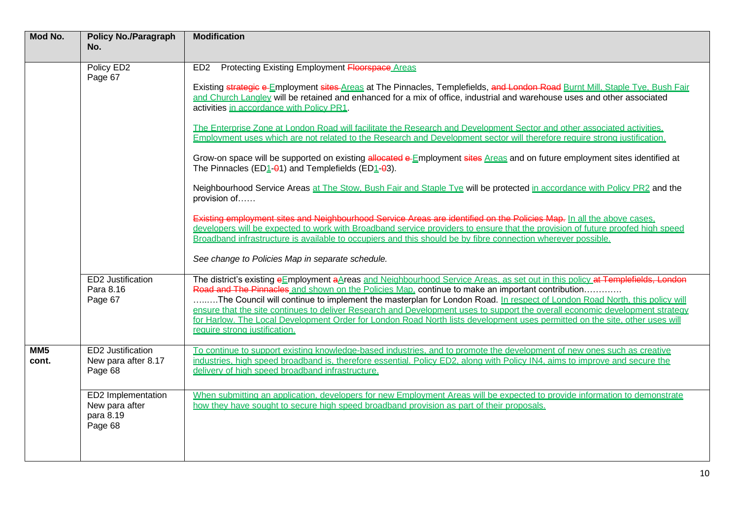| Mod No. | Policy No./Paragraph No. | Modification |
| --- | --- | --- |
| | Policy ED2<br>Page 67 | ED2 Protecting Existing Employment ~~Floorspace~~ Areas<br><br>Existing ~~strategic~~ ~~e~~ Employment ~~sites~~ Areas at The Pinnacles, Templefields, ~~and London Road~~ Burnt Mill, Staple Tye, Bush Fair and Church Langley will be retained and enhanced for a mix of office, industrial and warehouse uses and other associated activities in accordance with Policy PR1.<br><br>The Enterprise Zone at London Road will facilitate the Research and Development Sector and other associated activities. Employment uses which are not related to the Research and Development sector will therefore require strong justification.<br><br>Grow-on space will be supported on existing ~~allocated~~ ~~e~~ Employment ~~sites~~ Areas and on future employment sites identified at The Pinnacles (ED1-~~0~~1) and Templefields (ED1-~~0~~3).<br><br>Neighbourhood Service Areas at The Stow, Bush Fair and Staple Tye will be protected in accordance with Policy PR2 and the provision of……<br><br>~~Existing employment sites and Neighbourhood Service Areas are identified on the Policies Map.~~ In all the above cases, developers will be expected to work with Broadband service providers to ensure that the provision of future proofed high speed Broadband infrastructure is available to occupiers and this should be by fibre connection wherever possible.<br><br>*See change to Policies Map in separate schedule.* |
| | ED2 Justification<br>Para 8.16<br>Page 67 | The district's existing ~~e~~Employment ~~a~~Areas and Neighbourhood Service Areas, as set out in this policy ~~at Templefields, London Road and The Pinnacles~~ and shown on the Policies Map, continue to make an important contribution…………<br>……..The Council will continue to implement the masterplan for London Road. In respect of London Road North, this policy will ensure that the site continues to deliver Research and Development uses to support the overall economic development strategy for Harlow. The Local Development Order for London Road North lists development uses permitted on the site, other uses will require strong justification. |
| **MM5 cont.** | ED2 Justification<br>New para after 8.17<br>Page 68 | To continue to support existing knowledge-based industries, and to promote the development of new ones such as creative industries, high speed broadband is, therefore essential. Policy ED2, along with Policy IN4, aims to improve and secure the delivery of high speed broadband infrastructure. |
| | ED2 Implementation<br>New para after para 8.19<br>Page 68 | When submitting an application, developers for new Employment Areas will be expected to provide information to demonstrate how they have sought to secure high speed broadband provision as part of their proposals. |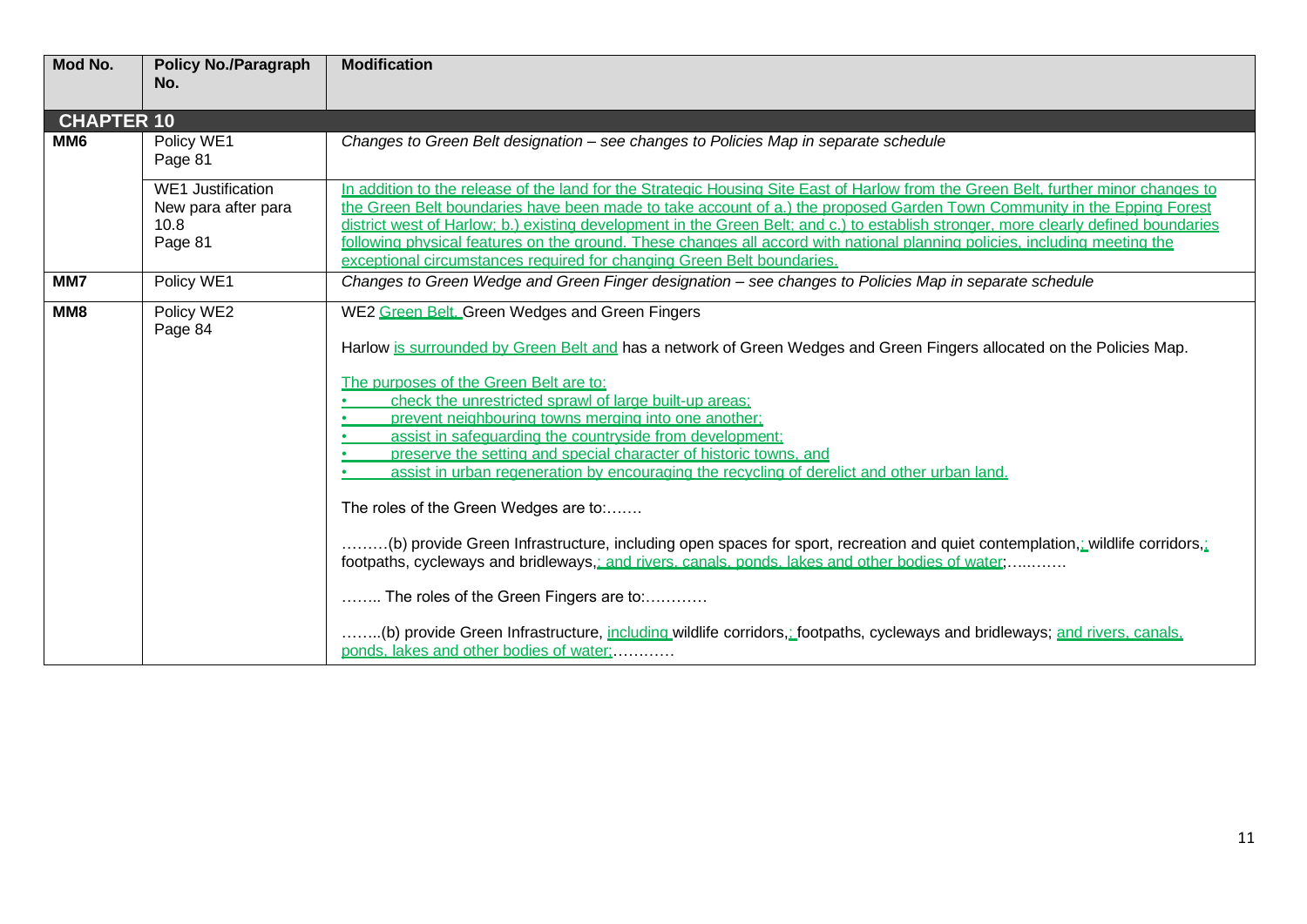| Mod No. | Policy No./Paragraph No. | Modification |
|---|---|---|
| **CHAPTER 10** | | |
| **MM6** | Policy WE1<br>Page 81 | *Changes to Green Belt designation – see changes to Policies Map in separate schedule* |
| | WE1 Justification<br>New para after para 10.8<br>Page 81 | In addition to the release of the land for the Strategic Housing Site East of Harlow from the Green Belt, further minor changes to the Green Belt boundaries have been made to take account of a.) the proposed Garden Town Community in the Epping Forest district west of Harlow; b.) existing development in the Green Belt; and c.) to establish stronger, more clearly defined boundaries following physical features on the ground. These changes all accord with national planning policies, including meeting the exceptional circumstances required for changing Green Belt boundaries. |
| **MM7** | Policy WE1 | *Changes to Green Wedge and Green Finger designation – see changes to Policies Map in separate schedule* |
| **MM8** | Policy WE2<br>Page 84 | WE2 Green Belt, Green Wedges and Green Fingers<br><br>Harlow is surrounded by Green Belt and has a network of Green Wedges and Green Fingers allocated on the Policies Map.<br><br>The purposes of the Green Belt are to:<br>• check the unrestricted sprawl of large built-up areas;<br>• prevent neighbouring towns merging into one another;<br>• assist in safeguarding the countryside from development;<br>• preserve the setting and special character of historic towns, and<br>• assist in urban regeneration by encouraging the recycling of derelict and other urban land.<br><br>The roles of the Green Wedges are to:…….<br><br>………(b) provide Green Infrastructure, including open spaces for sport, recreation and quiet contemplation,; wildlife corridors,; footpaths, cycleways and bridleways,; and rivers, canals, ponds, lakes and other bodies of water;…..…….<br><br>…….. The roles of the Green Fingers are to:…………<br><br>……..(b) provide Green Infrastructure, including wildlife corridors,; footpaths, cycleways and bridleways; and rivers, canals, ponds, lakes and other bodies of water;………… |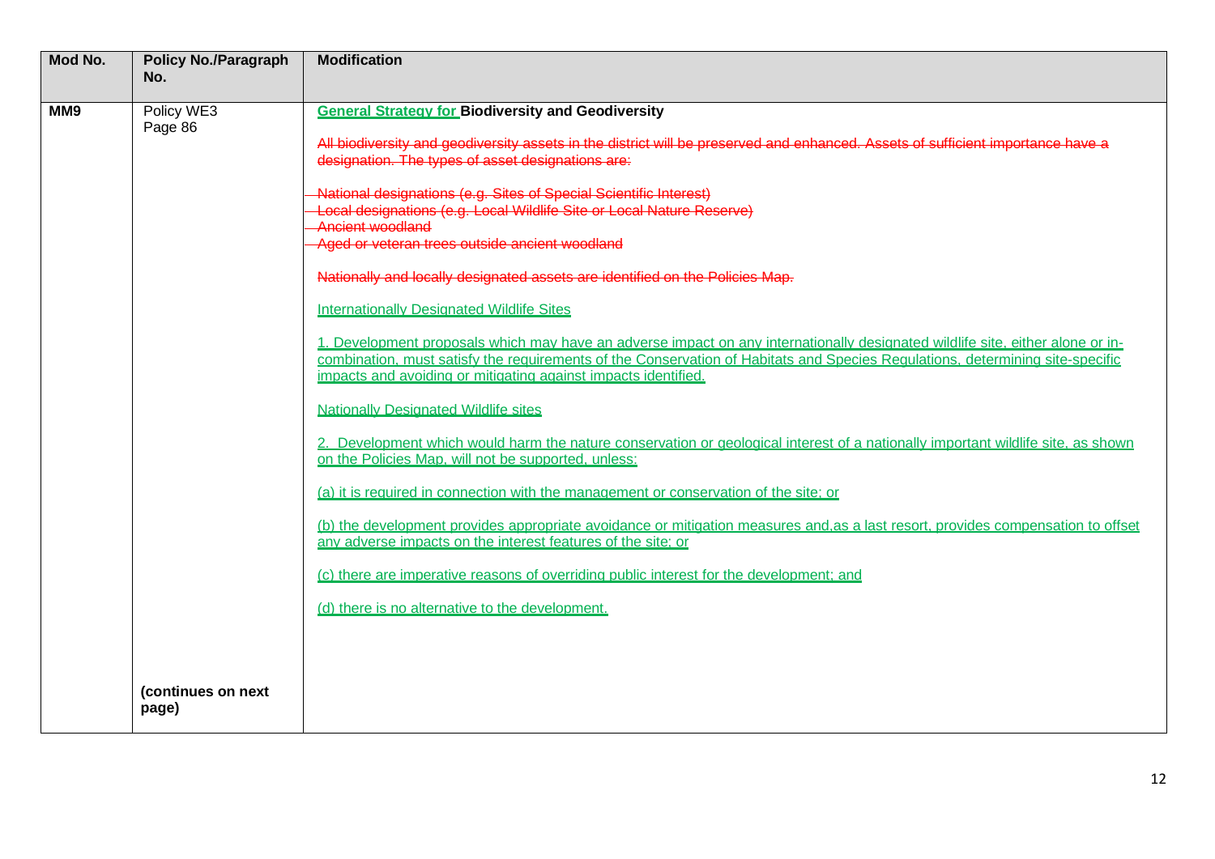| Mod No. | Policy No./Paragraph No. | Modification |
| --- | --- | --- |
| **MM9** | Policy WE3<br>Page 86<br><br><br><br><br><br><br><br><br><br><br><br><br><br><br><br><br><br><br><br>**(continues on next page)** | **General Strategy for Biodiversity and Geodiversity**<br><br>~~All biodiversity and geodiversity assets in the district will be preserved and enhanced. Assets of sufficient importance have a designation. The types of asset designations are:~~<br><br>~~- National designations (e.g. Sites of Special Scientific Interest)~~<br>~~- Local designations (e.g. Local Wildlife Site or Local Nature Reserve)~~<br>~~- Ancient woodland~~<br>~~- Aged or veteran trees outside ancient woodland~~<br><br>~~Nationally and locally designated assets are identified on the Policies Map.~~<br><br>Internationally Designated Wildlife Sites<br><br>1. Development proposals which may have an adverse impact on any internationally designated wildlife site, either alone or in-combination, must satisfy the requirements of the Conservation of Habitats and Species Regulations, determining site-specific impacts and avoiding or mitigating against impacts identified.<br><br>Nationally Designated Wildlife sites<br><br>2. Development which would harm the nature conservation or geological interest of a nationally important wildlife site, as shown on the Policies Map, will not be supported, unless:<br><br>(a) it is required in connection with the management or conservation of the site; or<br><br>(b) the development provides appropriate avoidance or mitigation measures and,as a last resort, provides compensation to offset any adverse impacts on the interest features of the site; or<br><br>(c) there are imperative reasons of overriding public interest for the development; and<br><br>(d) there is no alternative to the development. |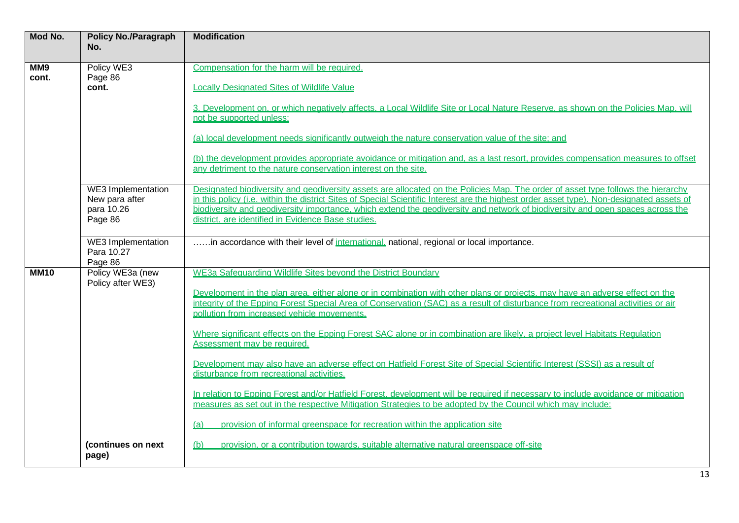| Mod No. | Policy No./Paragraph No. | Modification |
|---|---|---|
| **MM9 cont.** | Policy WE3<br>Page 86<br>**cont.** | Compensation for the harm will be required.<br><br>Locally Designated Sites of Wildlife Value<br><br>3. Development on, or which negatively affects, a Local Wildlife Site or Local Nature Reserve, as shown on the Policies Map, will not be supported unless:<br><br>(a) local development needs significantly outweigh the nature conservation value of the site; and<br><br>(b) the development provides appropriate avoidance or mitigation and, as a last resort, provides compensation measures to offset any detriment to the nature conservation interest on the site. |
| | WE3 Implementation<br>New para after para 10.26<br>Page 86 | Designated biodiversity and geodiversity assets are allocated on the Policies Map. The order of asset type follows the hierarchy in this policy (i.e. within the district Sites of Special Scientific Interest are the highest order asset type). Non-designated assets of biodiversity and geodiversity importance, which extend the geodiversity and network of biodiversity and open spaces across the district, are identified in Evidence Base studies. |
| | WE3 Implementation<br>Para 10.27<br>Page 86 | ……in accordance with their level of international, national, regional or local importance. |
| **MM10** | Policy WE3a (new Policy after WE3)<br><br>**(continues on next page)** | WE3a Safeguarding Wildlife Sites beyond the District Boundary<br><br>Development in the plan area, either alone or in combination with other plans or projects, may have an adverse effect on the integrity of the Epping Forest Special Area of Conservation (SAC) as a result of disturbance from recreational activities or air pollution from increased vehicle movements.<br><br>Where significant effects on the Epping Forest SAC alone or in combination are likely, a project level Habitats Regulation Assessment may be required.<br><br>Development may also have an adverse effect on Hatfield Forest Site of Special Scientific Interest (SSSI) as a result of disturbance from recreational activities.<br><br>In relation to Epping Forest and/or Hatfield Forest, development will be required if necessary to include avoidance or mitigation measures as set out in the respective Mitigation Strategies to be adopted by the Council which may include:<br><br>(a) provision of informal greenspace for recreation within the application site<br><br>(b) provision, or a contribution towards, suitable alternative natural greenspace off-site |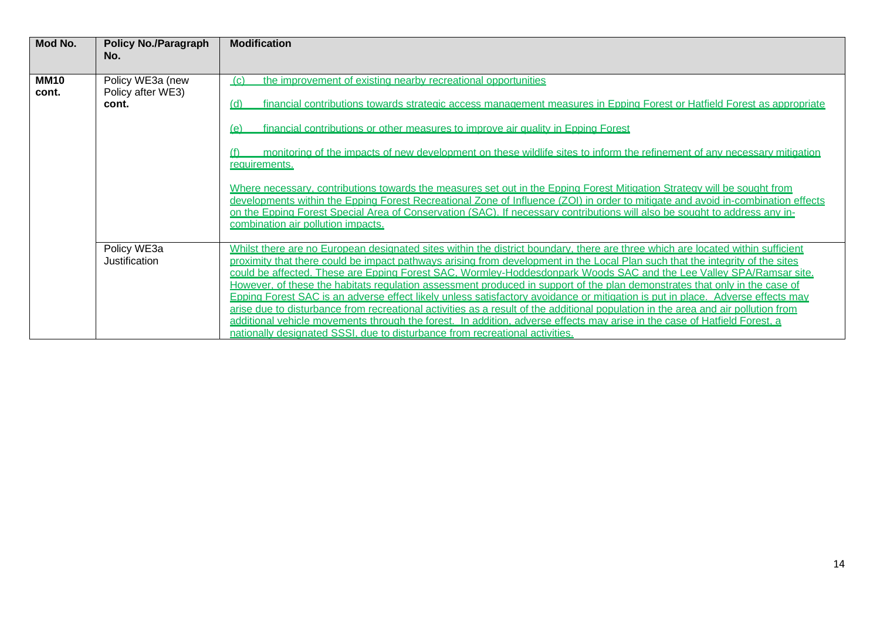| Mod No. | Policy No./Paragraph No. | Modification |
|---|---|---|
| **MM10 cont.** | Policy WE3a (new Policy after WE3) **cont.** | (c) the improvement of existing nearby recreational opportunities<br><br>(d) financial contributions towards strategic access management measures in Epping Forest or Hatfield Forest as appropriate<br><br>(e) financial contributions or other measures to improve air quality in Epping Forest<br><br>(f) monitoring of the impacts of new development on these wildlife sites to inform the refinement of any necessary mitigation requirements.<br><br>Where necessary, contributions towards the measures set out in the Epping Forest Mitigation Strategy will be sought from developments within the Epping Forest Recreational Zone of Influence (ZOI) in order to mitigate and avoid in-combination effects on the Epping Forest Special Area of Conservation (SAC). If necessary contributions will also be sought to address any in-combination air pollution impacts. |
| | Policy WE3a Justification | Whilst there are no European designated sites within the district boundary, there are three which are located within sufficient proximity that there could be impact pathways arising from development in the Local Plan such that the integrity of the sites could be affected. These are Epping Forest SAC, Wormley-Hoddesdonpark Woods SAC and the Lee Valley SPA/Ramsar site. However, of these the habitats regulation assessment produced in support of the plan demonstrates that only in the case of Epping Forest SAC is an adverse effect likely unless satisfactory avoidance or mitigation is put in place. Adverse effects may arise due to disturbance from recreational activities as a result of the additional population in the area and air pollution from additional vehicle movements through the forest. In addition, adverse effects may arise in the case of Hatfield Forest, a nationally designated SSSI, due to disturbance from recreational activities. |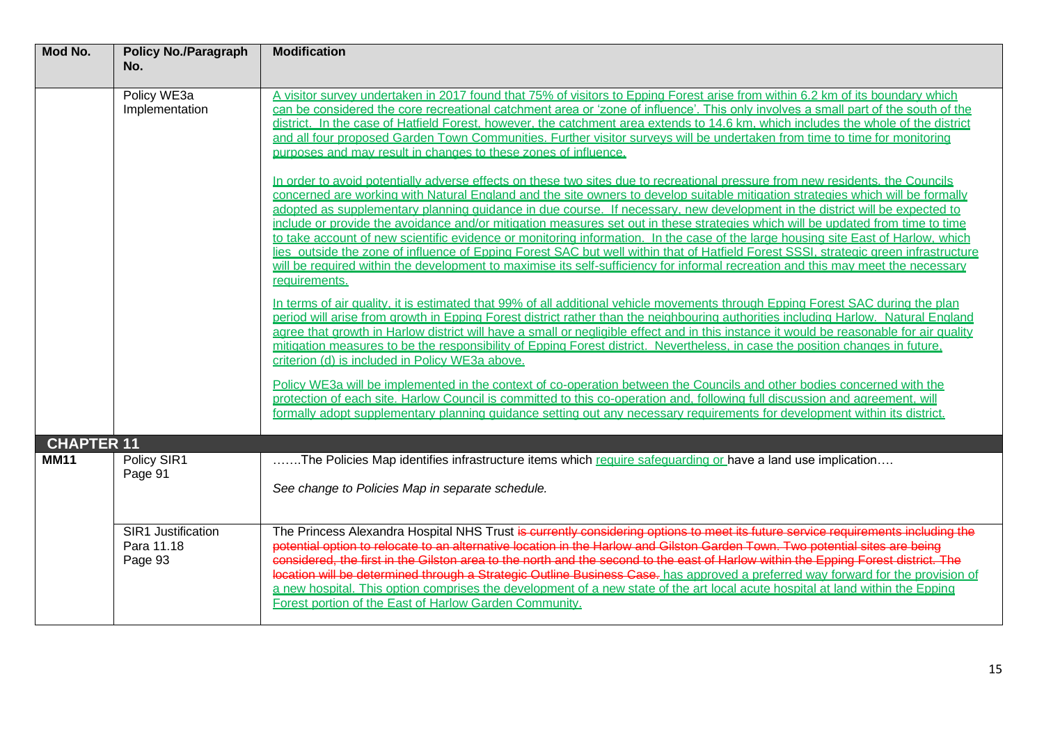| Mod No. | Policy No./Paragraph No. | Modification |
|---|---|---|
| | Policy WE3a Implementation | A visitor survey undertaken in 2017 found that 75% of visitors to Epping Forest arise from within 6.2 km of its boundary which can be considered the core recreational catchment area or 'zone of influence'. This only involves a small part of the south of the district. In the case of Hatfield Forest, however, the catchment area extends to 14.6 km, which includes the whole of the district and all four proposed Garden Town Communities. Further visitor surveys will be undertaken from time to time for monitoring purposes and may result in changes to these zones of influence.<br><br>In order to avoid potentially adverse effects on these two sites due to recreational pressure from new residents, the Councils concerned are working with Natural England and the site owners to develop suitable mitigation strategies which will be formally adopted as supplementary planning guidance in due course. If necessary, new development in the district will be expected to include or provide the avoidance and/or mitigation measures set out in these strategies which will be updated from time to time to take account of new scientific evidence or monitoring information. In the case of the large housing site East of Harlow, which lies outside the zone of influence of Epping Forest SAC but well within that of Hatfield Forest SSSI, strategic green infrastructure will be required within the development to maximise its self-sufficiency for informal recreation and this may meet the necessary requirements.<br><br>In terms of air quality, it is estimated that 99% of all additional vehicle movements through Epping Forest SAC during the plan period will arise from growth in Epping Forest district rather than the neighbouring authorities including Harlow. Natural England agree that growth in Harlow district will have a small or negligible effect and in this instance it would be reasonable for air quality mitigation measures to be the responsibility of Epping Forest district. Nevertheless, in case the position changes in future, criterion (d) is included in Policy WE3a above.<br><br>Policy WE3a will be implemented in the context of co-operation between the Councils and other bodies concerned with the protection of each site. Harlow Council is committed to this co-operation and, following full discussion and agreement, will formally adopt supplementary planning guidance setting out any necessary requirements for development within its district. |
| **CHAPTER 11** | | |
| **MM11** | Policy SIR1<br>Page 91 | …….The Policies Map identifies infrastructure items which require safeguarding or have a land use implication….<br><br>*See change to Policies Map in separate schedule.* |
| | SIR1 Justification<br>Para 11.18<br>Page 93 | The Princess Alexandra Hospital NHS Trust ~~is currently considering options to meet its future service requirements including the potential option to relocate to an alternative location in the Harlow and Gilston Garden Town. Two potential sites are being considered, the first in the Gilston area to the north and the second to the east of Harlow within the Epping Forest district. The location will be determined through a Strategic Outline Business Case.~~ has approved a preferred way forward for the provision of a new hospital. This option comprises the development of a new state of the art local acute hospital at land within the Epping Forest portion of the East of Harlow Garden Community. |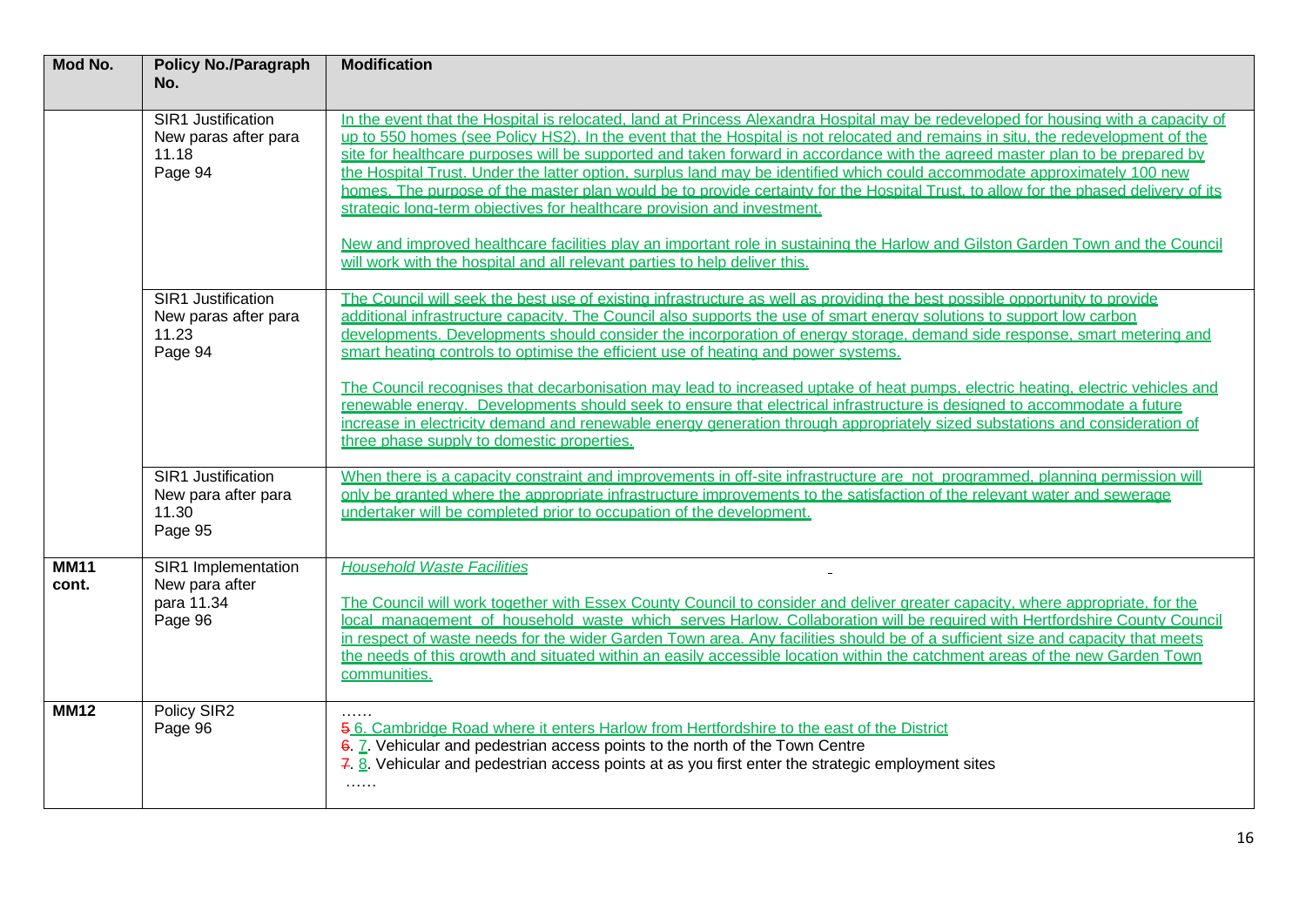| Mod No. | Policy No./Paragraph No. | Modification |
|---|---|---|
| | SIR1 Justification New paras after para 11.18 Page 94 | In the event that the Hospital is relocated, land at Princess Alexandra Hospital may be redeveloped for housing with a capacity of up to 550 homes (see Policy HS2). In the event that the Hospital is not relocated and remains in situ, the redevelopment of the site for healthcare purposes will be supported and taken forward in accordance with the agreed master plan to be prepared by the Hospital Trust. Under the latter option, surplus land may be identified which could accommodate approximately 100 new homes. The purpose of the master plan would be to provide certainty for the Hospital Trust, to allow for the phased delivery of its strategic long-term objectives for healthcare provision and investment.<br><br>New and improved healthcare facilities play an important role in sustaining the Harlow and Gilston Garden Town and the Council will work with the hospital and all relevant parties to help deliver this. |
| | SIR1 Justification New paras after para 11.23 Page 94 | The Council will seek the best use of existing infrastructure as well as providing the best possible opportunity to provide additional infrastructure capacity. The Council also supports the use of smart energy solutions to support low carbon developments. Developments should consider the incorporation of energy storage, demand side response, smart metering and smart heating controls to optimise the efficient use of heating and power systems.<br><br>The Council recognises that decarbonisation may lead to increased uptake of heat pumps, electric heating, electric vehicles and renewable energy. Developments should seek to ensure that electrical infrastructure is designed to accommodate a future increase in electricity demand and renewable energy generation through appropriately sized substations and consideration of three phase supply to domestic properties. |
| | SIR1 Justification New para after para 11.30 Page 95 | When there is a capacity constraint and improvements in off-site infrastructure are not programmed, planning permission will only be granted where the appropriate infrastructure improvements to the satisfaction of the relevant water and sewerage undertaker will be completed prior to occupation of the development. |
| **MM11 cont.** | SIR1 Implementation New para after para 11.34 Page 96 | *Household Waste Facilities*<br><br>The Council will work together with Essex County Council to consider and deliver greater capacity, where appropriate, for the local management of household waste which serves Harlow. Collaboration will be required with Hertfordshire County Council in respect of waste needs for the wider Garden Town area. Any facilities should be of a sufficient size and capacity that meets the needs of this growth and situated within an easily accessible location within the catchment areas of the new Garden Town communities. |
| **MM12** | Policy SIR2 Page 96 | ……<br>~~5~~ 6. Cambridge Road where it enters Harlow from Hertfordshire to the east of the District<br>~~6.~~ 7. Vehicular and pedestrian access points to the north of the Town Centre<br>~~7.~~ 8. Vehicular and pedestrian access points at as you first enter the strategic employment sites<br>…… |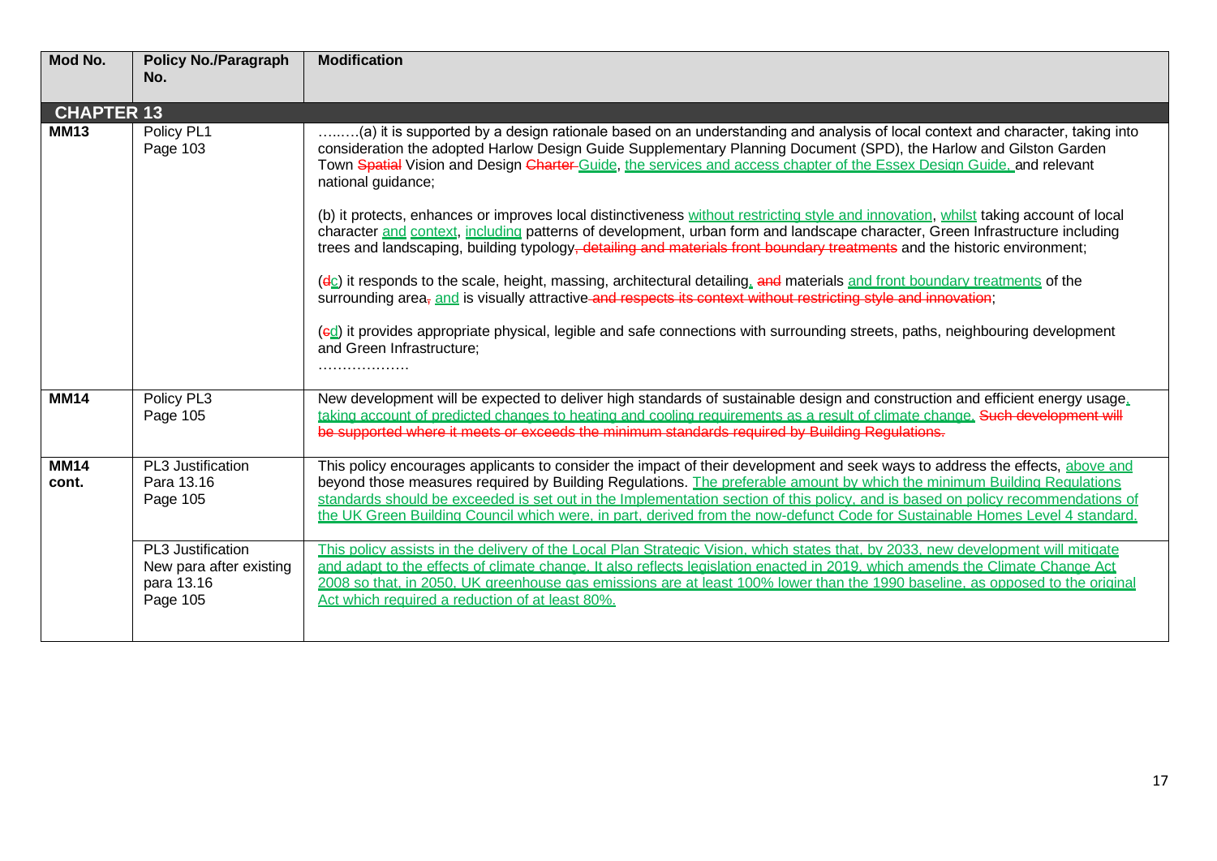| Mod No. | Policy No./Paragraph No. | Modification |
|---|---|---|
| **CHAPTER 13** | | |
| **MM13** | Policy PL1<br>Page 103 | ……..(a) it is supported by a design rationale based on an understanding and analysis of local context and character, taking into consideration the adopted Harlow Design Guide Supplementary Planning Document (SPD), the Harlow and Gilston Garden Town ~~Spatial~~ Vision and Design ~~Charter~~ Guide, the services and access chapter of the Essex Design Guide, and relevant national guidance;<br><br>(b) it protects, enhances or improves local distinctiveness without restricting style and innovation, whilst taking account of local character and context, including patterns of development, urban form and landscape character, Green Infrastructure including trees and landscaping, building typology~~, detailing and materials front boundary treatments~~ and the historic environment;<br><br>(~~d~~c) it responds to the scale, height, massing, architectural detailing, ~~and~~ materials and front boundary treatments of the surrounding area~~,~~ and is visually attractive ~~and respects its context without restricting style and innovation~~;<br><br>(~~c~~d) it provides appropriate physical, legible and safe connections with surrounding streets, paths, neighbouring development and Green Infrastructure;<br>………………. |
| **MM14** | Policy PL3<br>Page 105 | New development will be expected to deliver high standards of sustainable design and construction and efficient energy usage, taking account of predicted changes to heating and cooling requirements as a result of climate change. ~~Such development will be supported where it meets or exceeds the minimum standards required by Building Regulations.~~ |
| **MM14 cont.** | PL3 Justification<br>Para 13.16<br>Page 105 | This policy encourages applicants to consider the impact of their development and seek ways to address the effects, above and beyond those measures required by Building Regulations. The preferable amount by which the minimum Building Regulations standards should be exceeded is set out in the Implementation section of this policy, and is based on policy recommendations of the UK Green Building Council which were, in part, derived from the now-defunct Code for Sustainable Homes Level 4 standard. |
| | PL3 Justification<br>New para after existing para 13.16<br>Page 105 | This policy assists in the delivery of the Local Plan Strategic Vision, which states that, by 2033, new development will mitigate and adapt to the effects of climate change. It also reflects legislation enacted in 2019, which amends the Climate Change Act 2008 so that, in 2050, UK greenhouse gas emissions are at least 100% lower than the 1990 baseline, as opposed to the original Act which required a reduction of at least 80%. |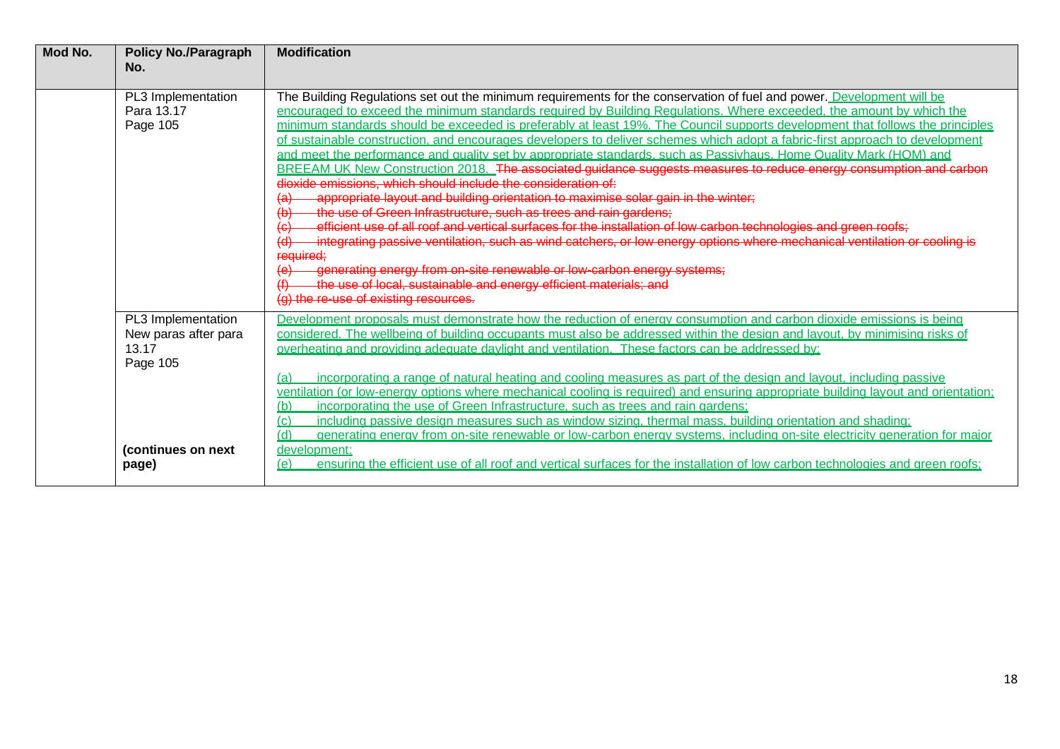| Mod No. | Policy No./Paragraph No. | Modification |
|---|---|---|
| | PL3 Implementation Para 13.17 Page 105 | The Building Regulations set out the minimum requirements for the conservation of fuel and power. <u>Development will be encouraged to exceed the minimum standards required by Building Regulations. Where exceeded, the amount by which the minimum standards should be exceeded is preferably at least 19%. The Council supports development that follows the principles of sustainable construction, and encourages developers to deliver schemes which adopt a fabric-first approach to development and meet the performance and quality set by appropriate standards, such as Passivhaus, Home Quality Mark (HQM) and BREEAM UK New Construction 2018.</u> ~~The associated guidance suggests measures to reduce energy consumption and carbon dioxide emissions, which should include the consideration of:~~<br>~~(a) appropriate layout and building orientation to maximise solar gain in the winter;~~<br>~~(b) the use of Green Infrastructure, such as trees and rain gardens;~~<br>~~(c) efficient use of all roof and vertical surfaces for the installation of low carbon technologies and green roofs;~~<br>~~(d) integrating passive ventilation, such as wind catchers, or low energy options where mechanical ventilation or cooling is required;~~<br>~~(e) generating energy from on-site renewable or low-carbon energy systems;~~<br>~~(f) the use of local, sustainable and energy efficient materials; and~~<br>~~(g) the re-use of existing resources.~~ |
| | PL3 Implementation New paras after para 13.17 Page 105<br><br>**(continues on next page)** | <u>Development proposals must demonstrate how the reduction of energy consumption and carbon dioxide emissions is being considered. The wellbeing of building occupants must also be addressed within the design and layout, by minimising risks of overheating and providing adequate daylight and ventilation. These factors can be addressed by:</u><br><br><u>(a) incorporating a range of natural heating and cooling measures as part of the design and layout, including passive ventilation (or low-energy options where mechanical cooling is required) and ensuring appropriate building layout and orientation;</u><br><u>(b) incorporating the use of Green Infrastructure, such as trees and rain gardens;</u><br><u>(c) including passive design measures such as window sizing, thermal mass, building orientation and shading;</u><br><u>(d) generating energy from on-site renewable or low-carbon energy systems, including on-site electricity generation for major development;</u><br><u>(e) ensuring the efficient use of all roof and vertical surfaces for the installation of low carbon technologies and green roofs;</u> |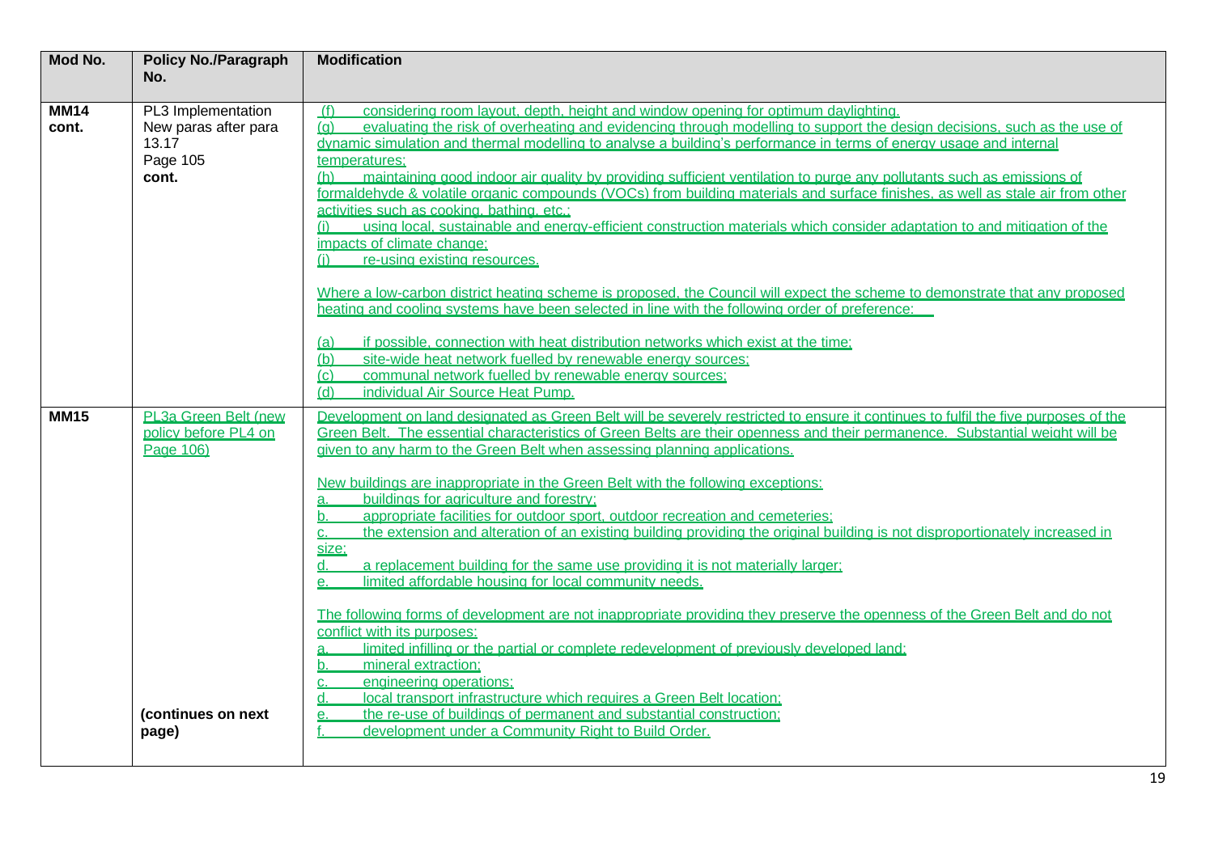| Mod No. | Policy No./Paragraph No. | Modification |
|---|---|---|
| **MM14 cont.** | PL3 Implementation New paras after para 13.17 Page 105 **cont.** | (f) considering room layout, depth, height and window opening for optimum daylighting.<br>(g) evaluating the risk of overheating and evidencing through modelling to support the design decisions, such as the use of dynamic simulation and thermal modelling to analyse a building's performance in terms of energy usage and internal temperatures;<br>(h) maintaining good indoor air quality by providing sufficient ventilation to purge any pollutants such as emissions of formaldehyde & volatile organic compounds (VOCs) from building materials and surface finishes, as well as stale air from other activities such as cooking, bathing, etc.;<br>(i) using local, sustainable and energy-efficient construction materials which consider adaptation to and mitigation of the impacts of climate change;<br>(j) re-using existing resources.<br><br>Where a low-carbon district heating scheme is proposed, the Council will expect the scheme to demonstrate that any proposed heating and cooling systems have been selected in line with the following order of preference:<br><br>(a) if possible, connection with heat distribution networks which exist at the time;<br>(b) site-wide heat network fuelled by renewable energy sources;<br>(c) communal network fuelled by renewable energy sources;<br>(d) individual Air Source Heat Pump. |
| **MM15** | PL3a Green Belt (new policy before PL4 on Page 106)<br><br>**(continues on next page)** | Development on land designated as Green Belt will be severely restricted to ensure it continues to fulfil the five purposes of the Green Belt. The essential characteristics of Green Belts are their openness and their permanence. Substantial weight will be given to any harm to the Green Belt when assessing planning applications.<br><br>New buildings are inappropriate in the Green Belt with the following exceptions:<br>a. buildings for agriculture and forestry;<br>b. appropriate facilities for outdoor sport, outdoor recreation and cemeteries;<br>c. the extension and alteration of an existing building providing the original building is not disproportionately increased in size;<br>d. a replacement building for the same use providing it is not materially larger;<br>e. limited affordable housing for local community needs.<br><br>The following forms of development are not inappropriate providing they preserve the openness of the Green Belt and do not conflict with its purposes:<br>a. limited infilling or the partial or complete redevelopment of previously developed land;<br>b. mineral extraction;<br>c. engineering operations;<br>d. local transport infrastructure which requires a Green Belt location;<br>e. the re-use of buildings of permanent and substantial construction;<br>f. development under a Community Right to Build Order. |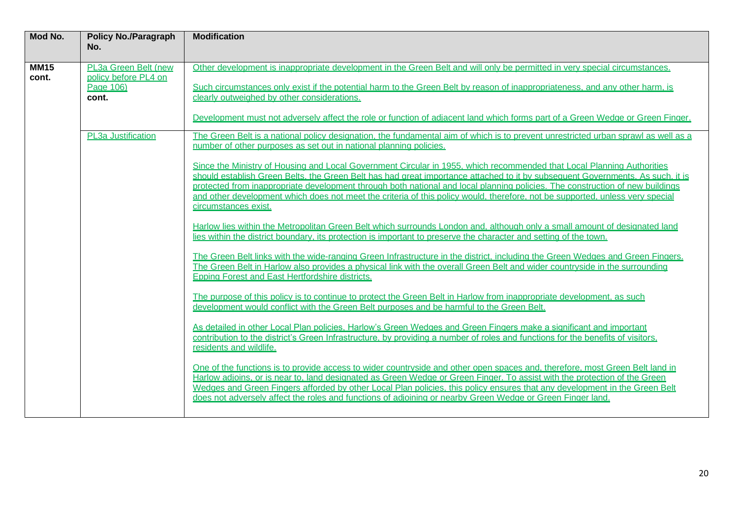| Mod No. | Policy No./Paragraph No. | Modification |
|---|---|---|
| **MM15 cont.** | PL3a Green Belt (new policy before PL4 on Page 106) **cont.** | Other development is inappropriate development in the Green Belt and will only be permitted in very special circumstances.<br><br>Such circumstances only exist if the potential harm to the Green Belt by reason of inappropriateness, and any other harm, is clearly outweighed by other considerations.<br><br>Development must not adversely affect the role or function of adjacent land which forms part of a Green Wedge or Green Finger. |
| | PL3a Justification | The Green Belt is a national policy designation, the fundamental aim of which is to prevent unrestricted urban sprawl as well as a number of other purposes as set out in national planning policies.<br><br>Since the Ministry of Housing and Local Government Circular in 1955, which recommended that Local Planning Authorities should establish Green Belts, the Green Belt has had great importance attached to it by subsequent Governments. As such, it is protected from inappropriate development through both national and local planning policies. The construction of new buildings and other development which does not meet the criteria of this policy would, therefore, not be supported, unless very special circumstances exist.<br><br>Harlow lies within the Metropolitan Green Belt which surrounds London and, although only a small amount of designated land lies within the district boundary, its protection is important to preserve the character and setting of the town.<br><br>The Green Belt links with the wide-ranging Green Infrastructure in the district, including the Green Wedges and Green Fingers. The Green Belt in Harlow also provides a physical link with the overall Green Belt and wider countryside in the surrounding Epping Forest and East Hertfordshire districts.<br><br>The purpose of this policy is to continue to protect the Green Belt in Harlow from inappropriate development, as such development would conflict with the Green Belt purposes and be harmful to the Green Belt.<br><br>As detailed in other Local Plan policies, Harlow's Green Wedges and Green Fingers make a significant and important contribution to the district's Green Infrastructure, by providing a number of roles and functions for the benefits of visitors, residents and wildlife.<br><br>One of the functions is to provide access to wider countryside and other open spaces and, therefore, most Green Belt land in Harlow adjoins, or is near to, land designated as Green Wedge or Green Finger. To assist with the protection of the Green Wedges and Green Fingers afforded by other Local Plan policies, this policy ensures that any development in the Green Belt does not adversely affect the roles and functions of adjoining or nearby Green Wedge or Green Finger land. |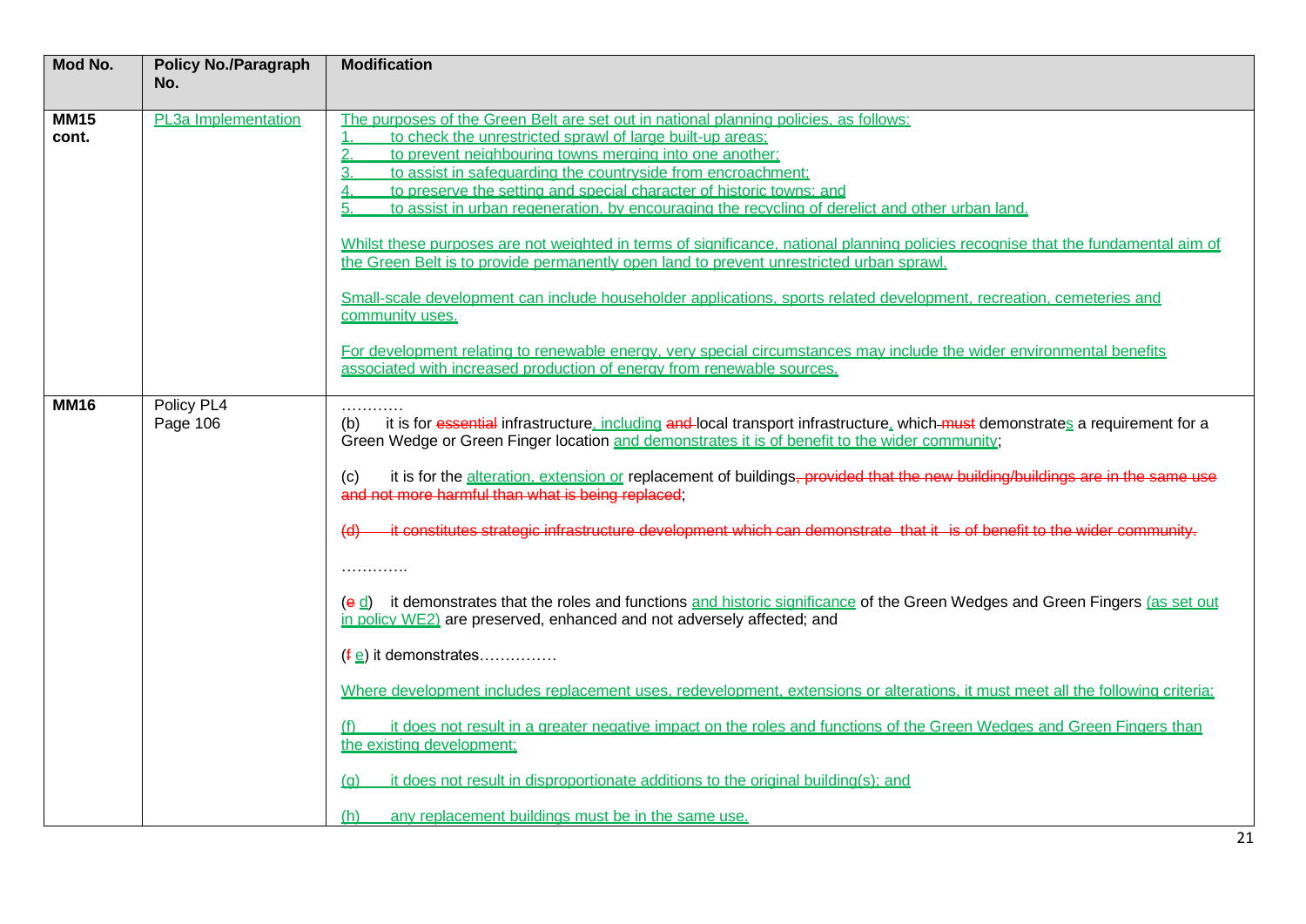| Mod No. | Policy No./Paragraph No. | Modification |
|---|---|---|
| **MM15 cont.** | PL3a Implementation | The purposes of the Green Belt are set out in national planning policies, as follows:<br>1. to check the unrestricted sprawl of large built-up areas;<br>2. to prevent neighbouring towns merging into one another;<br>3. to assist in safeguarding the countryside from encroachment;<br>4. to preserve the setting and special character of historic towns; and<br>5. to assist in urban regeneration, by encouraging the recycling of derelict and other urban land.<br><br>Whilst these purposes are not weighted in terms of significance, national planning policies recognise that the fundamental aim of the Green Belt is to provide permanently open land to prevent unrestricted urban sprawl.<br><br>Small-scale development can include householder applications, sports related development, recreation, cemeteries and community uses.<br><br>For development relating to renewable energy, very special circumstances may include the wider environmental benefits associated with increased production of energy from renewable sources. |
| **MM16** | Policy PL4<br>Page 106 | …………<br>(b) it is for ~~essential~~ infrastructure, including ~~and~~ local transport infrastructure, which ~~must~~ demonstrates a requirement for a Green Wedge or Green Finger location and demonstrates it is of benefit to the wider community;<br><br>(c) it is for the alteration, extension or replacement of buildings~~, provided that the new building/buildings are in the same use and not more harmful than what is being replaced~~;<br><br>~~(d) it constitutes strategic infrastructure development which can demonstrate that it is of benefit to the wider community.~~<br><br>………….<br><br>(~~e~~ d) it demonstrates that the roles and functions and historic significance of the Green Wedges and Green Fingers (as set out in policy WE2) are preserved, enhanced and not adversely affected; and<br><br>(~~f~~ e) it demonstrates……………<br><br>Where development includes replacement uses, redevelopment, extensions or alterations, it must meet all the following criteria:<br><br>(f) it does not result in a greater negative impact on the roles and functions of the Green Wedges and Green Fingers than the existing development;<br><br>(g) it does not result in disproportionate additions to the original building(s); and<br><br>(h) any replacement buildings must be in the same use. |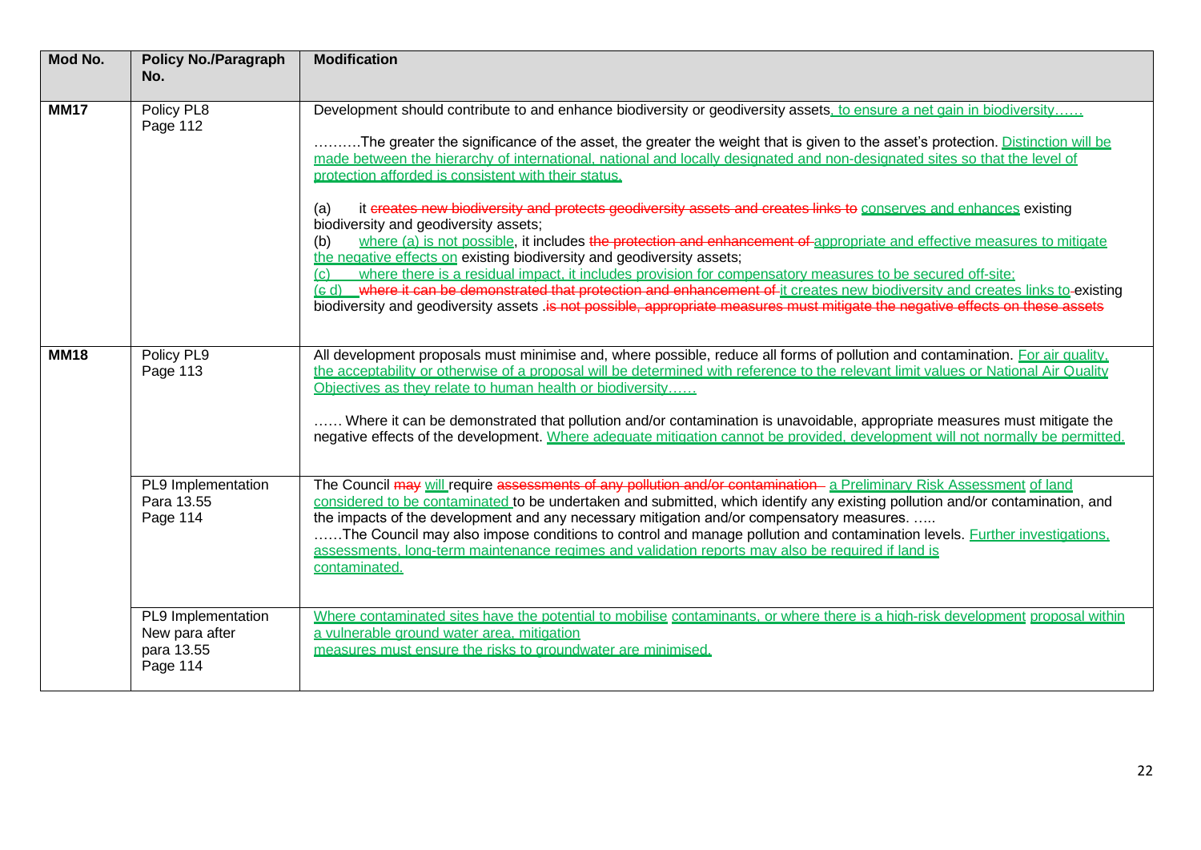| Mod No. | Policy No./Paragraph No. | Modification |
|---|---|---|
| **MM17** | Policy PL8<br>Page 112 | Development should contribute to and enhance biodiversity or geodiversity assets, to ensure a net gain in biodiversity……<br><br>……….The greater the significance of the asset, the greater the weight that is given to the asset's protection. Distinction will be made between the hierarchy of international, national and locally designated and non-designated sites so that the level of protection afforded is consistent with their status.<br><br>(a) it ~~creates new biodiversity and protects geodiversity assets and creates links to~~ conserves and enhances existing biodiversity and geodiversity assets;<br>(b) where (a) is not possible, it includes ~~the protection and enhancement of~~ appropriate and effective measures to mitigate the negative effects on existing biodiversity and geodiversity assets;<br>(c) where there is a residual impact, it includes provision for compensatory measures to be secured off-site;<br>(~~c~~ d) ~~where it can be demonstrated that protection and enhancement of~~ it creates new biodiversity and creates links to existing biodiversity and geodiversity assets .~~is not possible, appropriate measures must mitigate the negative effects on these assets~~ |
| **MM18** | Policy PL9<br>Page 113 | All development proposals must minimise and, where possible, reduce all forms of pollution and contamination. For air quality, the acceptability or otherwise of a proposal will be determined with reference to the relevant limit values or National Air Quality Objectives as they relate to human health or biodiversity……<br><br>…… Where it can be demonstrated that pollution and/or contamination is unavoidable, appropriate measures must mitigate the negative effects of the development. Where adequate mitigation cannot be provided, development will not normally be permitted. |
| | PL9 Implementation<br>Para 13.55<br>Page 114 | The Council ~~may~~ will require ~~assessments of any pollution and/or contamination~~ a Preliminary Risk Assessment of land considered to be contaminated to be undertaken and submitted, which identify any existing pollution and/or contamination, and the impacts of the development and any necessary mitigation and/or compensatory measures. …..<br>……The Council may also impose conditions to control and manage pollution and contamination levels. Further investigations, assessments, long-term maintenance regimes and validation reports may also be required if land is contaminated. |
| | PL9 Implementation<br>New para after para 13.55<br>Page 114 | Where contaminated sites have the potential to mobilise contaminants, or where there is a high-risk development proposal within a vulnerable ground water area, mitigation measures must ensure the risks to groundwater are minimised. |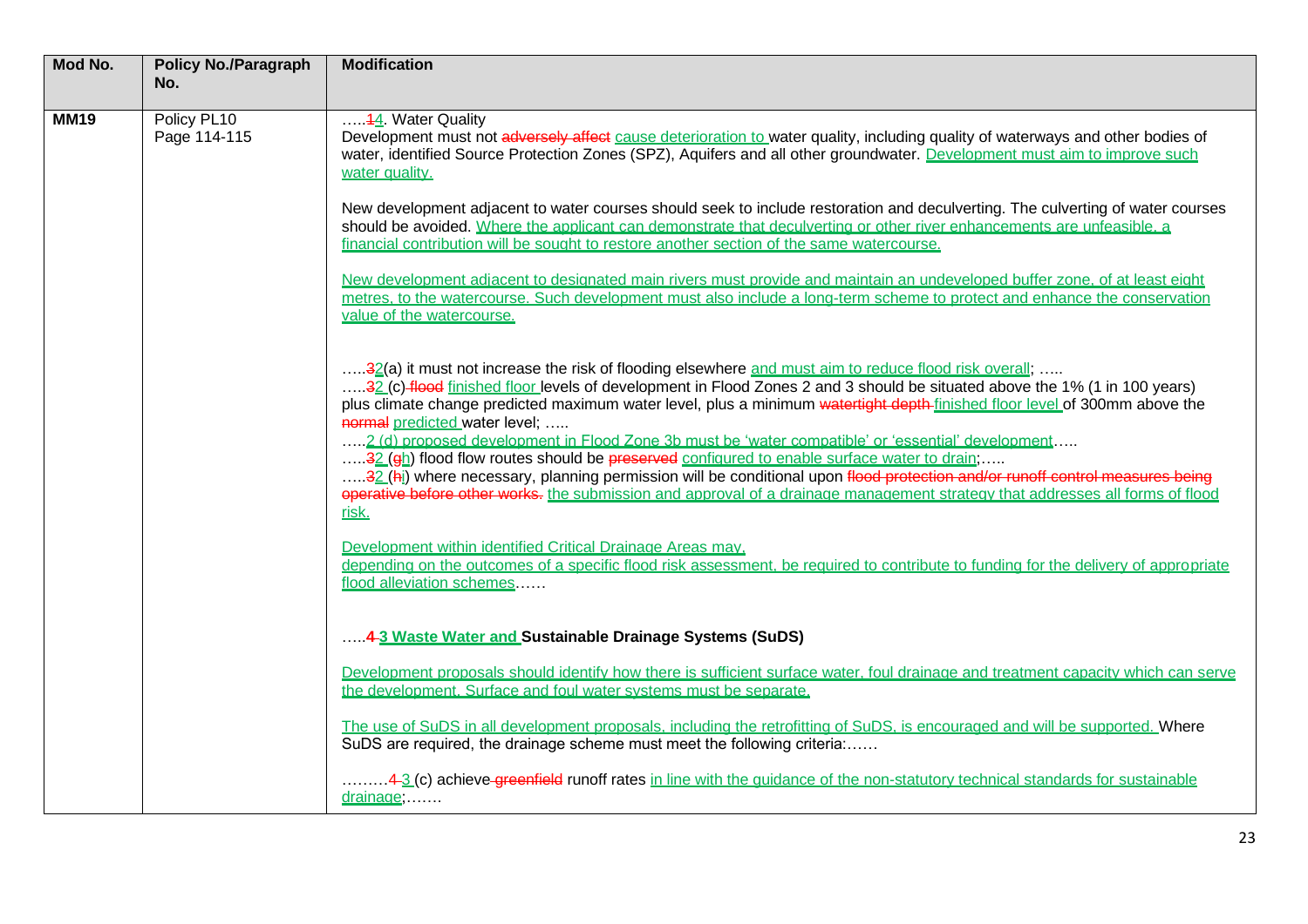| Mod No. | Policy No./Paragraph No. | Modification |
| --- | --- | --- |
| **MM19** | Policy PL10<br>Page 114-115 | .....~~1~~<u>4</u>. Water Quality<br>Development must not ~~adversely affect~~ <u>cause deterioration to</u> water quality, including quality of waterways and other bodies of water, identified Source Protection Zones (SPZ), Aquifers and all other groundwater. <u>Development must aim to improve such water quality.</u><br><br>New development adjacent to water courses should seek to include restoration and deculverting. The culverting of water courses should be avoided. <u>Where the applicant can demonstrate that deculverting or other river enhancements are unfeasible, a financial contribution will be sought to restore another section of the same watercourse.</u><br><br><u>New development adjacent to designated main rivers must provide and maintain an undeveloped buffer zone, of at least eight metres, to the watercourse. Such development must also include a long-term scheme to protect and enhance the conservation value of the watercourse.</u><br><br>.....~~3~~<u>2</u>(a) it must not increase the risk of flooding elsewhere <u>and must aim to reduce flood risk overall</u>; .....<br>.....~~3~~<u>2</u> (c) ~~flood~~ <u>finished floor</u> levels of development in Flood Zones 2 and 3 should be situated above the 1% (1 in 100 years) plus climate change predicted maximum water level, plus a minimum ~~watertight depth~~ <u>finished floor level</u> of 300mm above the ~~normal~~ <u>predicted</u> water level; .....<br>.....<u>2 (d) proposed development in Flood Zone 3b must be 'water compatible' or 'essential' development</u>.....<br>.....~~3~~<u>2</u> (~~g~~<u>h</u>) flood flow routes should be ~~preserved~~ <u>configured to enable surface water to drain</u>;.....<br>.....~~3~~<u>2</u> (~~h~~<u>i</u>) where necessary, planning permission will be conditional upon ~~flood protection and/or runoff control measures being operative before other works.~~ <u>the submission and approval of a drainage management strategy that addresses all forms of flood risk.</u><br><br><u>Development within identified Critical Drainage Areas may, depending on the outcomes of a specific flood risk assessment, be required to contribute to funding for the delivery of appropriate flood alleviation schemes</u>......<br><br>.....**~~4~~ <u>3 Waste Water and</u> Sustainable Drainage Systems (SuDS)**<br><br><u>Development proposals should identify how there is sufficient surface water, foul drainage and treatment capacity which can serve the development. Surface and foul water systems must be separate.</u><br><br><u>The use of SuDS in all development proposals, including the retrofitting of SuDS, is encouraged and will be supported.</u> Where SuDS are required, the drainage scheme must meet the following criteria:......<br><br>.........~~4~~ <u>3</u> (c) achieve ~~greenfield~~ runoff rates <u>in line with the guidance of the non-statutory technical standards for sustainable drainage</u>;....... |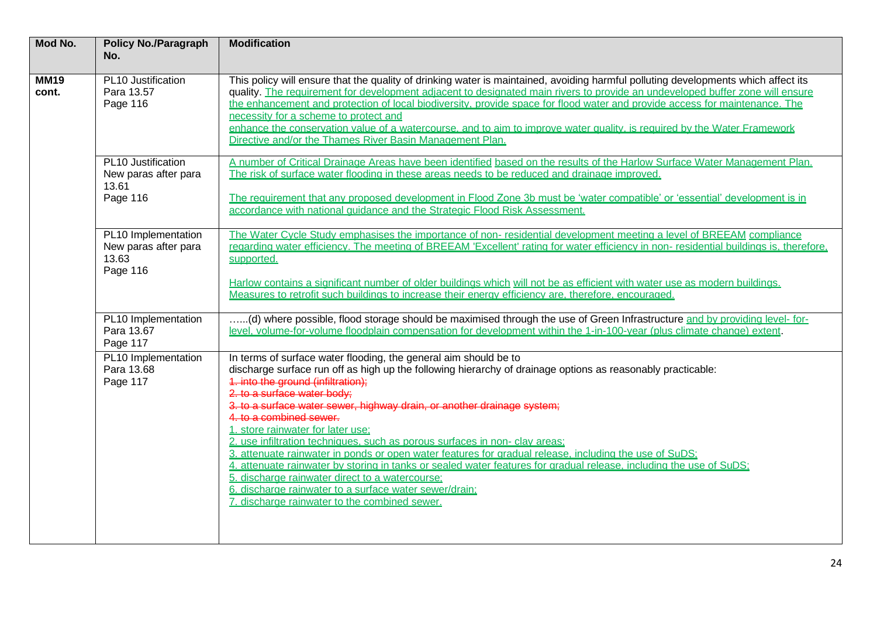| Mod No. | Policy No./Paragraph No. | Modification |
|---|---|---|
| **MM19 cont.** | PL10 Justification<br>Para 13.57<br>Page 116 | This policy will ensure that the quality of drinking water is maintained, avoiding harmful polluting developments which affect its quality. <u>The requirement for development adjacent to designated main rivers to provide an undeveloped buffer zone will ensure the enhancement and protection of local biodiversity, provide space for flood water and provide access for maintenance. The necessity for a scheme to protect and enhance the conservation value of a watercourse, and to aim to improve water quality, is required by the Water Framework Directive and/or the Thames River Basin Management Plan.</u> |
| | PL10 Justification<br>New paras after para 13.61<br>Page 116 | <u>A number of Critical Drainage Areas have been identified based on the results of the Harlow Surface Water Management Plan. The risk of surface water flooding in these areas needs to be reduced and drainage improved.</u><br><br><u>The requirement that any proposed development in Flood Zone 3b must be 'water compatible' or 'essential' development is in accordance with national guidance and the Strategic Flood Risk Assessment.</u> |
| | PL10 Implementation<br>New paras after para 13.63<br>Page 116 | <u>The Water Cycle Study emphasises the importance of non- residential development meeting a level of BREEAM compliance regarding water efficiency. The meeting of BREEAM 'Excellent' rating for water efficiency in non- residential buildings is, therefore, supported.</u><br><br><u>Harlow contains a significant number of older buildings which will not be as efficient with water use as modern buildings. Measures to retrofit such buildings to increase their energy efficiency are, therefore, encouraged.</u> |
| | PL10 Implementation<br>Para 13.67<br>Page 117 | …...(d) where possible, flood storage should be maximised through the use of Green Infrastructure <u>and by providing level- for-level, volume-for-volume floodplain compensation for development within the 1-in-100-year (plus climate change) extent</u>. |
| | PL10 Implementation<br>Para 13.68<br>Page 117 | In terms of surface water flooding, the general aim should be to discharge surface run off as high up the following hierarchy of drainage options as reasonably practicable:<br>~~1. into the ground (infiltration);~~<br>~~2. to a surface water body;~~<br>~~3. to a surface water sewer, highway drain, or another drainage system;~~<br>~~4. to a combined sewer.~~<br><u>1. store rainwater for later use;</u><br><u>2. use infiltration techniques, such as porous surfaces in non- clay areas;</u><br><u>3. attenuate rainwater in ponds or open water features for gradual release, including the use of SuDS;</u><br><u>4. attenuate rainwater by storing in tanks or sealed water features for gradual release, including the use of SuDS;</u><br><u>5. discharge rainwater direct to a watercourse;</u><br><u>6. discharge rainwater to a surface water sewer/drain;</u><br><u>7. discharge rainwater to the combined sewer.</u> |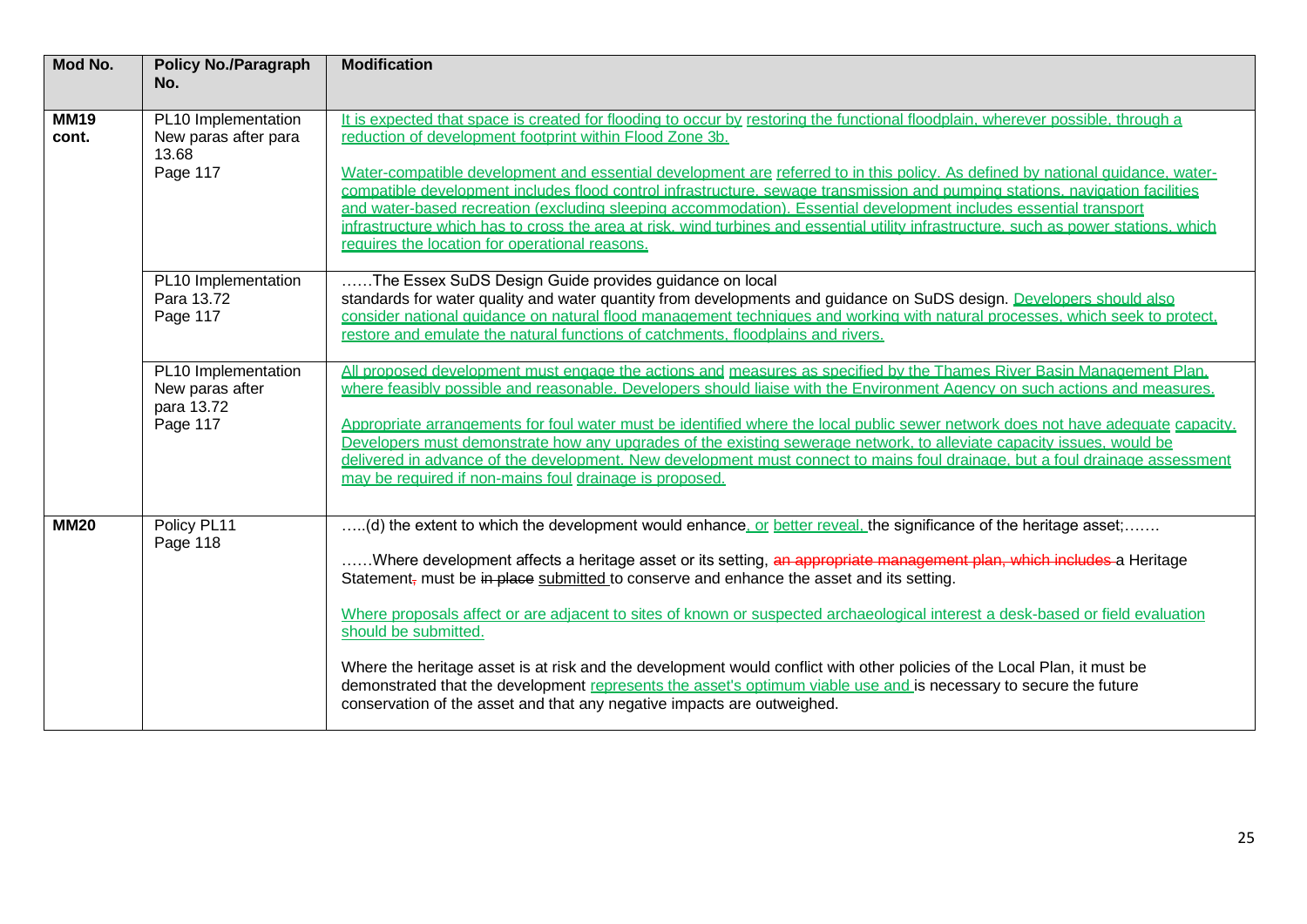| Mod No. | Policy No./Paragraph No. | Modification |
|---|---|---|
| **MM19 cont.** | PL10 Implementation New paras after para 13.68 Page 117 | It is expected that space is created for flooding to occur by restoring the functional floodplain, wherever possible, through a reduction of development footprint within Flood Zone 3b.<br><br>Water-compatible development and essential development are referred to in this policy. As defined by national guidance, water-compatible development includes flood control infrastructure, sewage transmission and pumping stations, navigation facilities and water-based recreation (excluding sleeping accommodation). Essential development includes essential transport infrastructure which has to cross the area at risk, wind turbines and essential utility infrastructure, such as power stations, which requires the location for operational reasons. |
| | PL10 Implementation Para 13.72 Page 117 | ……The Essex SuDS Design Guide provides guidance on local standards for water quality and water quantity from developments and guidance on SuDS design. Developers should also consider national guidance on natural flood management techniques and working with natural processes, which seek to protect, restore and emulate the natural functions of catchments, floodplains and rivers. |
| | PL10 Implementation New paras after para 13.72 Page 117 | All proposed development must engage the actions and measures as specified by the Thames River Basin Management Plan, where feasibly possible and reasonable. Developers should liaise with the Environment Agency on such actions and measures.<br><br>Appropriate arrangements for foul water must be identified where the local public sewer network does not have adequate capacity. Developers must demonstrate how any upgrades of the existing sewerage network, to alleviate capacity issues, would be delivered in advance of the development. New development must connect to mains foul drainage, but a foul drainage assessment may be required if non-mains foul drainage is proposed. |
| **MM20** | Policy PL11 Page 118 | …..(d) the extent to which the development would enhance, or better reveal, the significance of the heritage asset;…….<br><br>……Where development affects a heritage asset or its setting, ~~an appropriate management plan, which includes~~ a Heritage Statement~~,~~ must be ~~in place~~ submitted to conserve and enhance the asset and its setting.<br><br>Where proposals affect or are adjacent to sites of known or suspected archaeological interest a desk-based or field evaluation should be submitted.<br><br>Where the heritage asset is at risk and the development would conflict with other policies of the Local Plan, it must be demonstrated that the development represents the asset's optimum viable use and is necessary to secure the future conservation of the asset and that any negative impacts are outweighed. |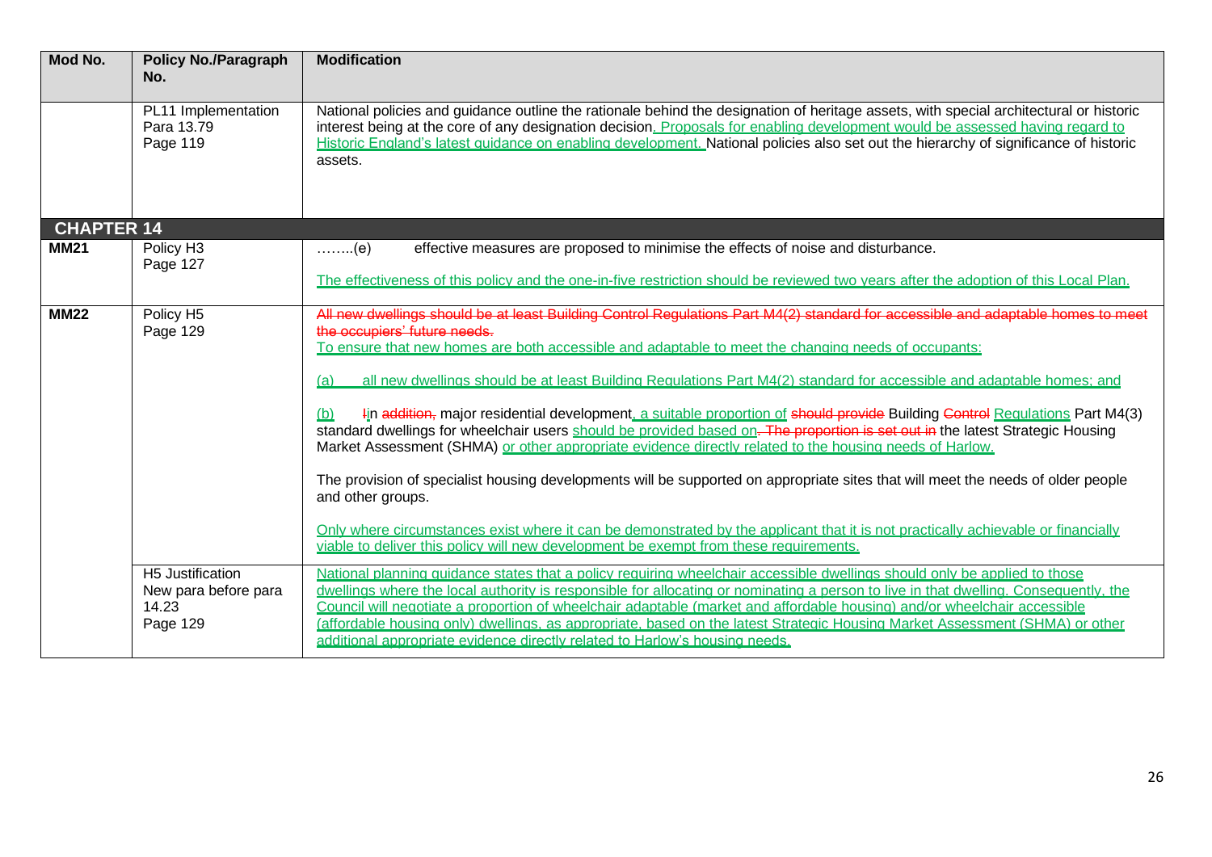| Mod No. | Policy No./Paragraph No. | Modification |
|---|---|---|
| | PL11 Implementation<br>Para 13.79<br>Page 119 | National policies and guidance outline the rationale behind the designation of heritage assets, with special architectural or historic interest being at the core of any designation decision. Proposals for enabling development would be assessed having regard to Historic England's latest guidance on enabling development. National policies also set out the hierarchy of significance of historic assets. |
| **CHAPTER 14** | | |
| **MM21** | Policy H3<br>Page 127 | ……..(e) effective measures are proposed to minimise the effects of noise and disturbance.<br><br>The effectiveness of this policy and the one-in-five restriction should be reviewed two years after the adoption of this Local Plan. |
| **MM22** | Policy H5<br>Page 129 | ~~All new dwellings should be at least Building Control Regulations Part M4(2) standard for accessible and adaptable homes to meet the occupiers' future needs.~~<br>To ensure that new homes are both accessible and adaptable to meet the changing needs of occupants:<br><br>(a) all new dwellings should be at least Building Regulations Part M4(2) standard for accessible and adaptable homes; and<br><br>(b) ~~I~~in ~~addition,~~ major residential development, a suitable proportion of ~~should provide~~ Building ~~Control~~ Regulations Part M4(3) standard dwellings for wheelchair users should be provided based on~~. The proportion is set out in~~ the latest Strategic Housing Market Assessment (SHMA) or other appropriate evidence directly related to the housing needs of Harlow.<br><br>The provision of specialist housing developments will be supported on appropriate sites that will meet the needs of older people and other groups.<br><br>Only where circumstances exist where it can be demonstrated by the applicant that it is not practically achievable or financially viable to deliver this policy will new development be exempt from these requirements. |
| | H5 Justification<br>New para before para 14.23<br>Page 129 | National planning guidance states that a policy requiring wheelchair accessible dwellings should only be applied to those dwellings where the local authority is responsible for allocating or nominating a person to live in that dwelling. Consequently, the Council will negotiate a proportion of wheelchair adaptable (market and affordable housing) and/or wheelchair accessible (affordable housing only) dwellings, as appropriate, based on the latest Strategic Housing Market Assessment (SHMA) or other additional appropriate evidence directly related to Harlow's housing needs. |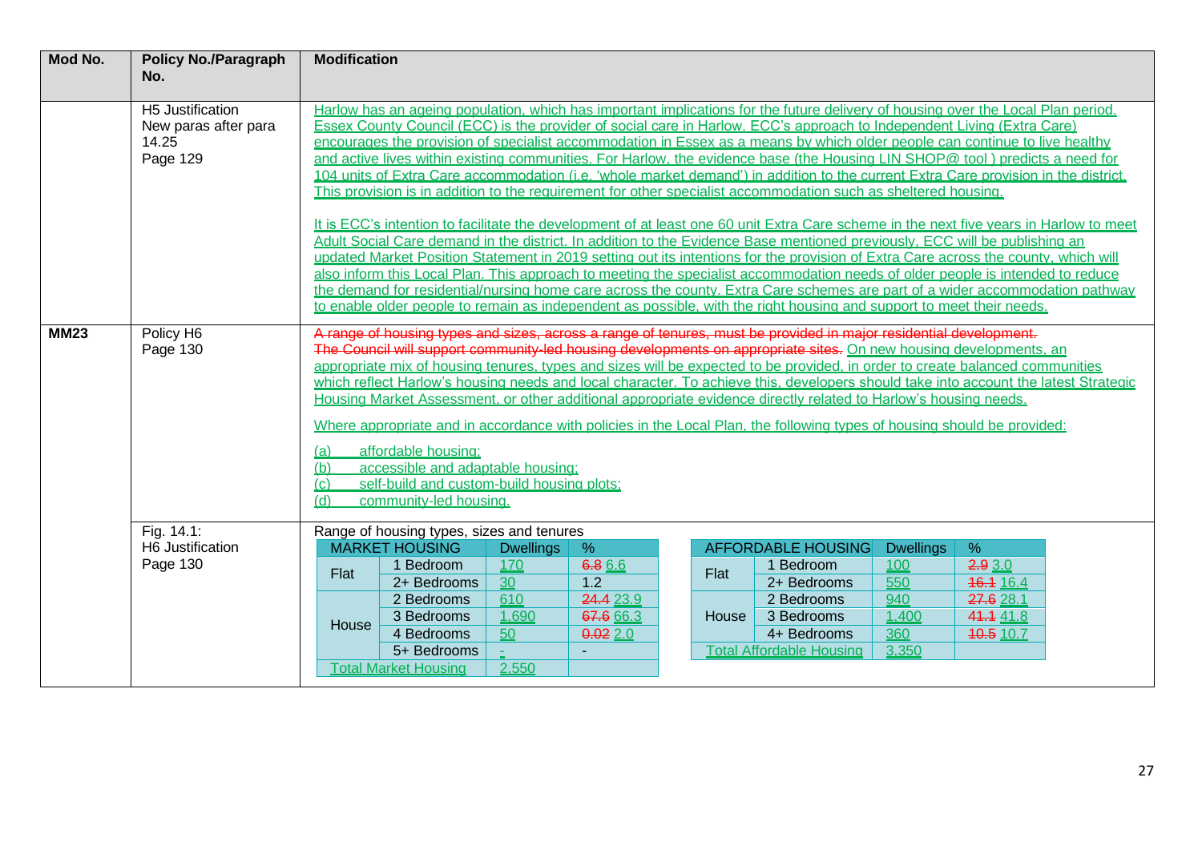| Mod No. | Policy No./Paragraph No. | Modification |
|---|---|---|
| | H5 Justification<br>New paras after para 14.25<br>Page 129 | Harlow has an ageing population, which has important implications for the future delivery of housing over the Local Plan period. Essex County Council (ECC) is the provider of social care in Harlow. ECC's approach to Independent Living (Extra Care) encourages the provision of specialist accommodation in Essex as a means by which older people can continue to live healthy and active lives within existing communities. For Harlow, the evidence base (the Housing LIN SHOP@ tool ) predicts a need for 104 units of Extra Care accommodation (i.e. 'whole market demand') in addition to the current Extra Care provision in the district. This provision is in addition to the requirement for other specialist accommodation such as sheltered housing.<br><br>It is ECC's intention to facilitate the development of at least one 60 unit Extra Care scheme in the next five years in Harlow to meet Adult Social Care demand in the district. In addition to the Evidence Base mentioned previously, ECC will be publishing an updated Market Position Statement in 2019 setting out its intentions for the provision of Extra Care across the county, which will also inform this Local Plan. This approach to meeting the specialist accommodation needs of older people is intended to reduce the demand for residential/nursing home care across the county. Extra Care schemes are part of a wider accommodation pathway to enable older people to remain as independent as possible, with the right housing and support to meet their needs. |
| **MM23** | Policy H6<br>Page 130 | ~~A range of housing types and sizes, across a range of tenures, must be provided in major residential development.~~ ~~The Council will support community-led housing developments on appropriate sites.~~ On new housing developments, an appropriate mix of housing tenures, types and sizes will be expected to be provided, in order to create balanced communities which reflect Harlow's housing needs and local character. To achieve this, developers should take into account the latest Strategic Housing Market Assessment, or other additional appropriate evidence directly related to Harlow's housing needs.<br><br>Where appropriate and in accordance with policies in the Local Plan, the following types of housing should be provided:<br><br>(a) affordable housing;<br>(b) accessible and adaptable housing;<br>(c) self-build and custom-build housing plots;<br>(d) community-led housing. |
| | Fig. 14.1:<br>H6 Justification<br>Page 130 | Range of housing types, sizes and tenures (see tables below) |

Range of housing types, sizes and tenures

| MARKET HOUSING | | Dwellings | % |
|---|---|---|---|
| Flat | 1 Bedroom | 170 | ~~6.8~~ 6.6 |
| | 2+ Bedrooms | 30 | 1.2 |
| House | 2 Bedrooms | 610 | ~~24.4~~ 23.9 |
| | 3 Bedrooms | 1,690 | ~~67.6~~ 66.3 |
| | 4 Bedrooms | 50 | ~~0.02~~ 2.0 |
| | 5+ Bedrooms | - | - |
| Total Market Housing | | 2,550 | |

| AFFORDABLE HOUSING | | Dwellings | % |
|---|---|---|---|
| Flat | 1 Bedroom | 100 | ~~2.9~~ 3.0 |
| | 2+ Bedrooms | 550 | ~~16.1~~ 16.4 |
| House | 2 Bedrooms | 940 | ~~27.6~~ 28.1 |
| | 3 Bedrooms | 1,400 | ~~41.1~~ 41.8 |
| | 4+ Bedrooms | 360 | ~~10.5~~ 10.7 |
| Total Affordable Housing | | 3,350 | |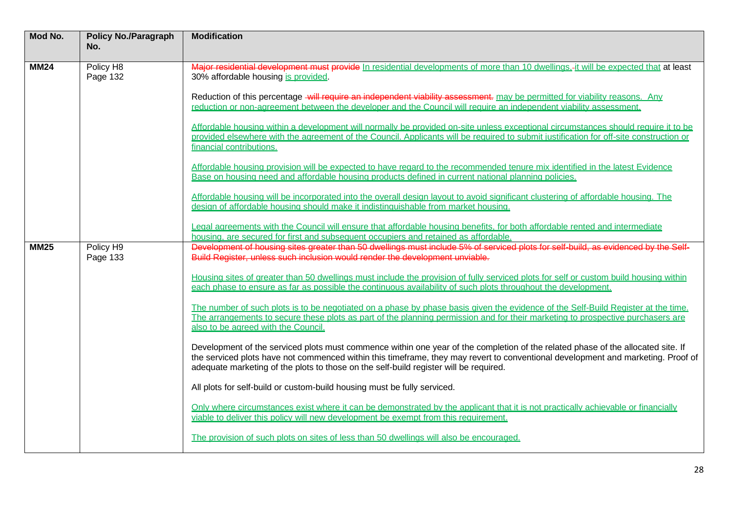| Mod No. | Policy No./Paragraph No. | Modification |
|---|---|---|
| **MM24** | Policy H8<br>Page 132 | ~~Major residential development must provide~~ <u>In residential developments of more than 10 dwellings,</u> ~~,~~<u>it will be expected that</u> at least 30% affordable housing <u>is provided</u>.<br><br>Reduction of this percentage ~~will require an independent viability assessment.~~ <u>may be permitted for viability reasons. Any reduction or non-agreement between the developer and the Council will require an independent viability assessment.</u><br><br><u>Affordable housing within a development will normally be provided on-site unless exceptional circumstances should require it to be provided elsewhere with the agreement of the Council. Applicants will be required to submit justification for off-site construction or financial contributions.</u><br><br><u>Affordable housing provision will be expected to have regard to the recommended tenure mix identified in the latest Evidence Base on housing need and affordable housing products defined in current national planning policies.</u><br><br><u>Affordable housing will be incorporated into the overall design layout to avoid significant clustering of affordable housing. The design of affordable housing should make it indistinguishable from market housing.</u><br><br><u>Legal agreements with the Council will ensure that affordable housing benefits, for both affordable rented and intermediate housing, are secured for first and subsequent occupiers and retained as affordable.</u> |
| **MM25** | Policy H9<br>Page 133 | ~~Development of housing sites greater than 50 dwellings must include 5% of serviced plots for self-build, as evidenced by the Self-Build Register, unless such inclusion would render the development unviable.~~<br><br><u>Housing sites of greater than 50 dwellings must include the provision of fully serviced plots for self or custom build housing within each phase to ensure as far as possible the continuous availability of such plots throughout the development.</u><br><br><u>The number of such plots is to be negotiated on a phase by phase basis given the evidence of the Self-Build Register at the time. The arrangements to secure these plots as part of the planning permission and for their marketing to prospective purchasers are also to be agreed with the Council.</u><br><br>Development of the serviced plots must commence within one year of the completion of the related phase of the allocated site. If the serviced plots have not commenced within this timeframe, they may revert to conventional development and marketing. Proof of adequate marketing of the plots to those on the self-build register will be required.<br><br>All plots for self-build or custom-build housing must be fully serviced.<br><br><u>Only where circumstances exist where it can be demonstrated by the applicant that it is not practically achievable or financially viable to deliver this policy will new development be exempt from this requirement.</u><br><br><u>The provision of such plots on sites of less than 50 dwellings will also be encouraged.</u> |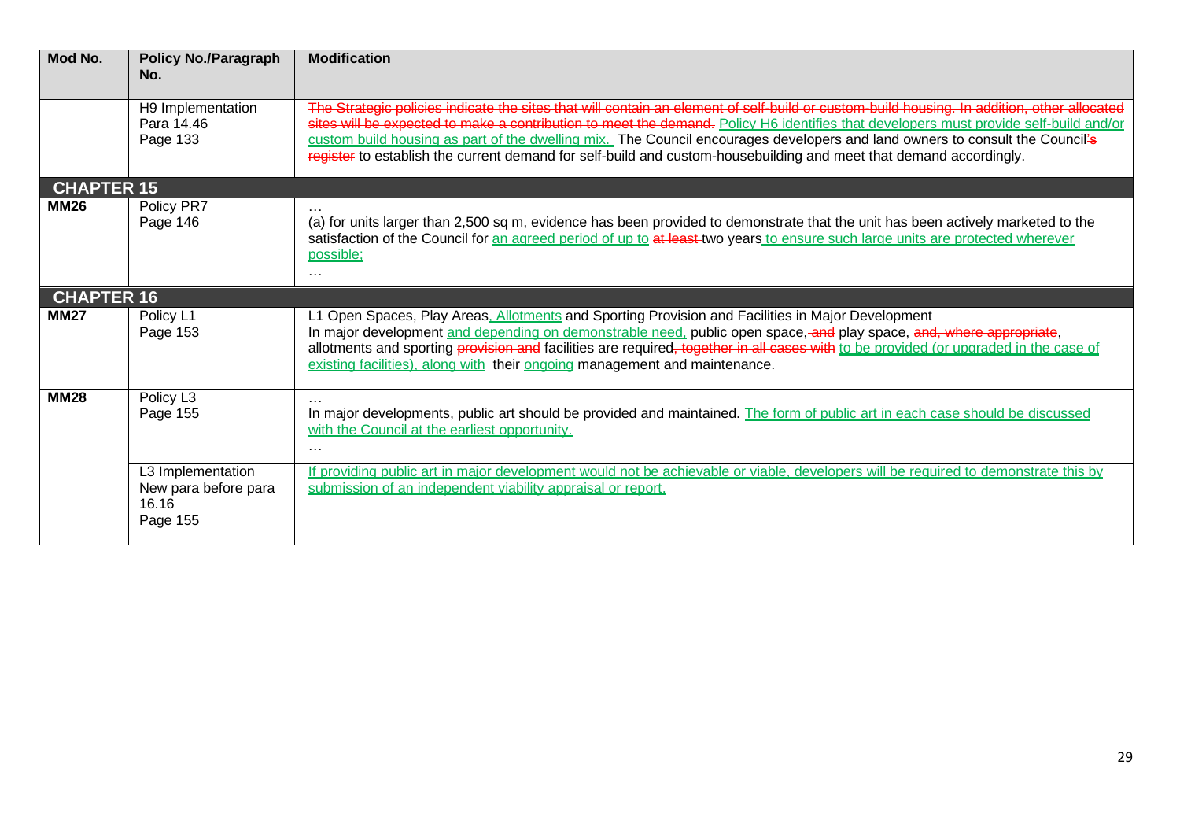| Mod No. | Policy No./Paragraph No. | Modification |
|---|---|---|
| | H9 Implementation<br>Para 14.46<br>Page 133 | ~~The Strategic policies indicate the sites that will contain an element of self-build or custom-build housing. In addition, other allocated sites will be expected to make a contribution to meet the demand.~~ <u>Policy H6 identifies that developers must provide self-build and/or custom build housing as part of the dwelling mix.</u> The Council encourages developers and land owners to consult the Council<u>'</u>~~s~~ ~~register~~ to establish the current demand for self-build and custom-housebuilding and meet that demand accordingly. |
| **CHAPTER 15** | | |
| **MM26** | Policy PR7<br>Page 146 | …<br>(a) for units larger than 2,500 sq m, evidence has been provided to demonstrate that the unit has been actively marketed to the satisfaction of the Council for <u>an agreed period of up to</u> ~~at least~~ two years<u> to ensure such large units are protected wherever possible;</u><br>… |
| **CHAPTER 16** | | |
| **MM27** | Policy L1<br>Page 153 | L1 Open Spaces, Play Areas<u>, Allotments</u> and Sporting Provision and Facilities in Major Development<br>In major development <u>and depending on demonstrable need,</u> public open space, ~~and~~ play space, ~~and, where appropriate~~, allotments and sporting ~~provision and~~ facilities are required~~, together in all cases with~~ <u>to be provided (or upgraded in the case of existing facilities), along with</u> their <u>ongoing</u> management and maintenance. |
| **MM28** | Policy L3<br>Page 155 | …<br>In major developments, public art should be provided and maintained. <u>The form of public art in each case should be discussed with the Council at the earliest opportunity.</u><br>… |
| | L3 Implementation<br>New para before para 16.16<br>Page 155 | <u>If providing public art in major development would not be achievable or viable, developers will be required to demonstrate this by submission of an independent viability appraisal or report.</u> |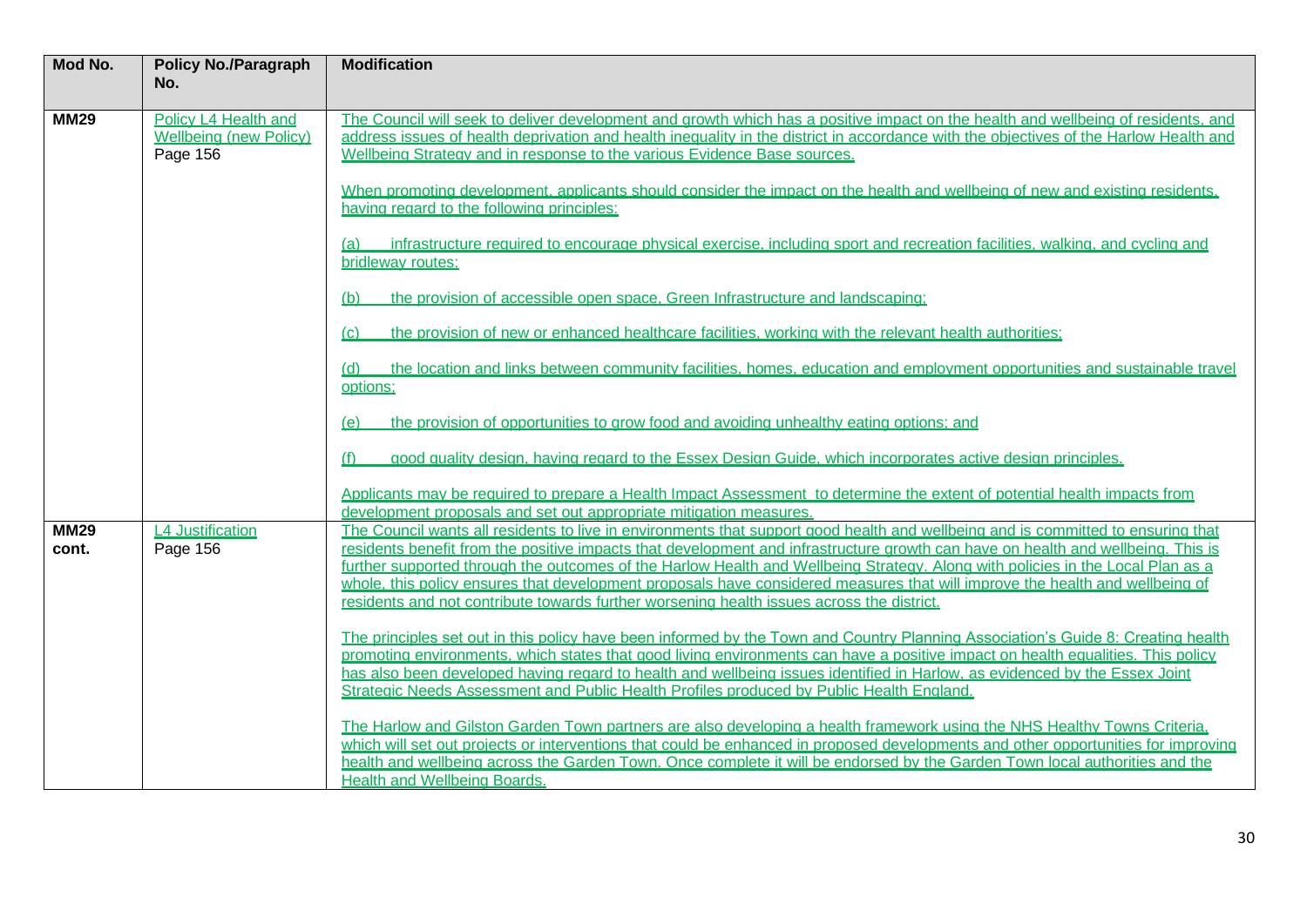| Mod No. | Policy No./Paragraph No. | Modification |
|---|---|---|
| **MM29** | Policy L4 Health and Wellbeing (new Policy) Page 156 | The Council will seek to deliver development and growth which has a positive impact on the health and wellbeing of residents, and address issues of health deprivation and health inequality in the district in accordance with the objectives of the Harlow Health and Wellbeing Strategy and in response to the various Evidence Base sources.<br><br>When promoting development, applicants should consider the impact on the health and wellbeing of new and existing residents, having regard to the following principles:<br><br>(a) infrastructure required to encourage physical exercise, including sport and recreation facilities, walking, and cycling and bridleway routes;<br><br>(b) the provision of accessible open space, Green Infrastructure and landscaping;<br><br>(c) the provision of new or enhanced healthcare facilities, working with the relevant health authorities;<br><br>(d) the location and links between community facilities, homes, education and employment opportunities and sustainable travel options;<br><br>(e) the provision of opportunities to grow food and avoiding unhealthy eating options; and<br><br>(f) good quality design, having regard to the Essex Design Guide, which incorporates active design principles.<br><br>Applicants may be required to prepare a Health Impact Assessment to determine the extent of potential health impacts from development proposals and set out appropriate mitigation measures. |
| **MM29 cont.** | L4 Justification Page 156 | The Council wants all residents to live in environments that support good health and wellbeing and is committed to ensuring that residents benefit from the positive impacts that development and infrastructure growth can have on health and wellbeing. This is further supported through the outcomes of the Harlow Health and Wellbeing Strategy. Along with policies in the Local Plan as a whole, this policy ensures that development proposals have considered measures that will improve the health and wellbeing of residents and not contribute towards further worsening health issues across the district.<br><br>The principles set out in this policy have been informed by the Town and Country Planning Association's Guide 8: Creating health promoting environments, which states that good living environments can have a positive impact on health equalities. This policy has also been developed having regard to health and wellbeing issues identified in Harlow, as evidenced by the Essex Joint Strategic Needs Assessment and Public Health Profiles produced by Public Health England.<br><br>The Harlow and Gilston Garden Town partners are also developing a health framework using the NHS Healthy Towns Criteria, which will set out projects or interventions that could be enhanced in proposed developments and other opportunities for improving health and wellbeing across the Garden Town. Once complete it will be endorsed by the Garden Town local authorities and the Health and Wellbeing Boards. |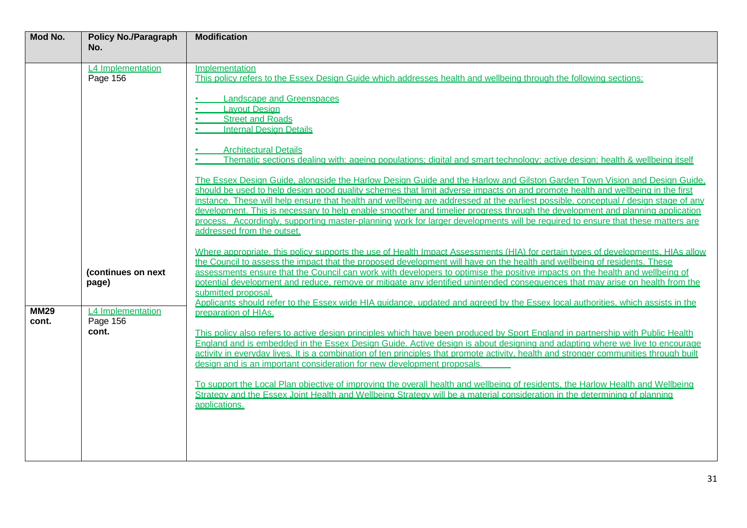| Mod No. | Policy No./Paragraph No. | Modification |
|---|---|---|
| | L4 Implementation<br>Page 156<br><br>**(continues on next page)** | Implementation<br>This policy refers to the Essex Design Guide which addresses health and wellbeing through the following sections:<br><br>• Landscape and Greenspaces<br>• Layout Design<br>• Street and Roads<br>• Internal Design Details<br><br>• Architectural Details<br>• Thematic sections dealing with: ageing populations; digital and smart technology; active design; health & wellbeing itself<br><br>The Essex Design Guide, alongside the Harlow Design Guide and the Harlow and Gilston Garden Town Vision and Design Guide, should be used to help design good quality schemes that limit adverse impacts on and promote health and wellbeing in the first instance. These will help ensure that health and wellbeing are addressed at the earliest possible, conceptual / design stage of any development. This is necessary to help enable smoother and timelier progress through the development and planning application process. Accordingly, supporting master-planning work for larger developments will be required to ensure that these matters are addressed from the outset.<br><br>Where appropriate, this policy supports the use of Health Impact Assessments (HIA) for certain types of developments. HIAs allow the Council to assess the impact that the proposed development will have on the health and wellbeing of residents. These assessments ensure that the Council can work with developers to optimise the positive impacts on the health and wellbeing of potential development and reduce, remove or mitigate any identified unintended consequences that may arise on health from the submitted proposal. |
| **MM29 cont.** | L4 Implementation<br>Page 156<br>**cont.** | Applicants should refer to the Essex wide HIA guidance, updated and agreed by the Essex local authorities, which assists in the preparation of HIAs.<br><br>This policy also refers to active design principles which have been produced by Sport England in partnership with Public Health England and is embedded in the Essex Design Guide. Active design is about designing and adapting where we live to encourage activity in everyday lives. It is a combination of ten principles that promote activity, health and stronger communities through built design and is an important consideration for new development proposals.<br><br>To support the Local Plan objective of improving the overall health and wellbeing of residents, the Harlow Health and Wellbeing Strategy and the Essex Joint Health and Wellbeing Strategy will be a material consideration in the determining of planning applications. |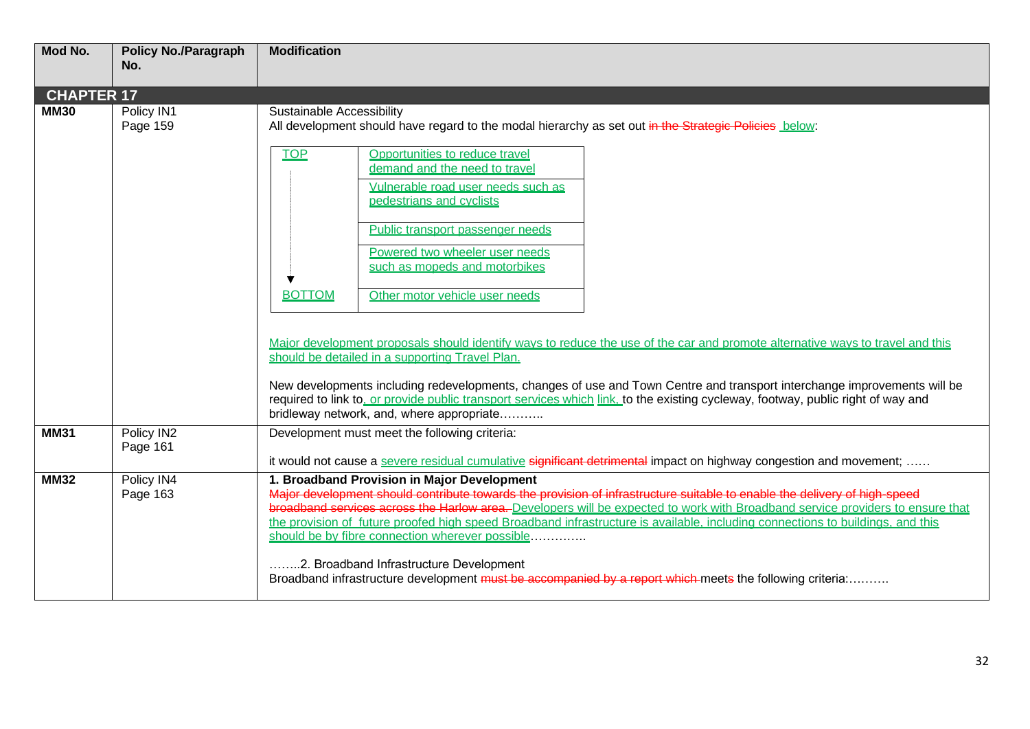| Mod No. | Policy No./Paragraph No. | Modification |
|---|---|---|
| **CHAPTER 17** | | |
| **MM30** | Policy IN1<br>Page 159 | Sustainable Accessibility<br>All development should have regard to the modal hierarchy as set out ~~in the Strategic Policies~~ below:<br><br>TOP → BOTTOM:<br>Opportunities to reduce travel demand and the need to travel<br>Vulnerable road user needs such as pedestrians and cyclists<br>Public transport passenger needs<br>Powered two wheeler user needs such as mopeds and motorbikes<br>Other motor vehicle user needs<br><br>Major development proposals should identify ways to reduce the use of the car and promote alternative ways to travel and this should be detailed in a supporting Travel Plan.<br><br>New developments including redevelopments, changes of use and Town Centre and transport interchange improvements will be required to link to, or provide public transport services which link, to the existing cycleway, footway, public right of way and bridleway network, and, where appropriate……….. |
| **MM31** | Policy IN2<br>Page 161 | Development must meet the following criteria:<br><br>it would not cause a severe residual cumulative ~~significant detrimental~~ impact on highway congestion and movement; …… |
| **MM32** | Policy IN4<br>Page 163 | **1. Broadband Provision in Major Development**<br>~~Major development should contribute towards the provision of infrastructure suitable to enable the delivery of high-speed broadband services across the Harlow area.~~ Developers will be expected to work with Broadband service providers to ensure that the provision of future proofed high speed Broadband infrastructure is available, including connections to buildings, and this should be by fibre connection wherever possible………….<br><br>……..2. Broadband Infrastructure Development<br>Broadband infrastructure development ~~must be accompanied by a report which~~ meet~~s~~ the following criteria:………. |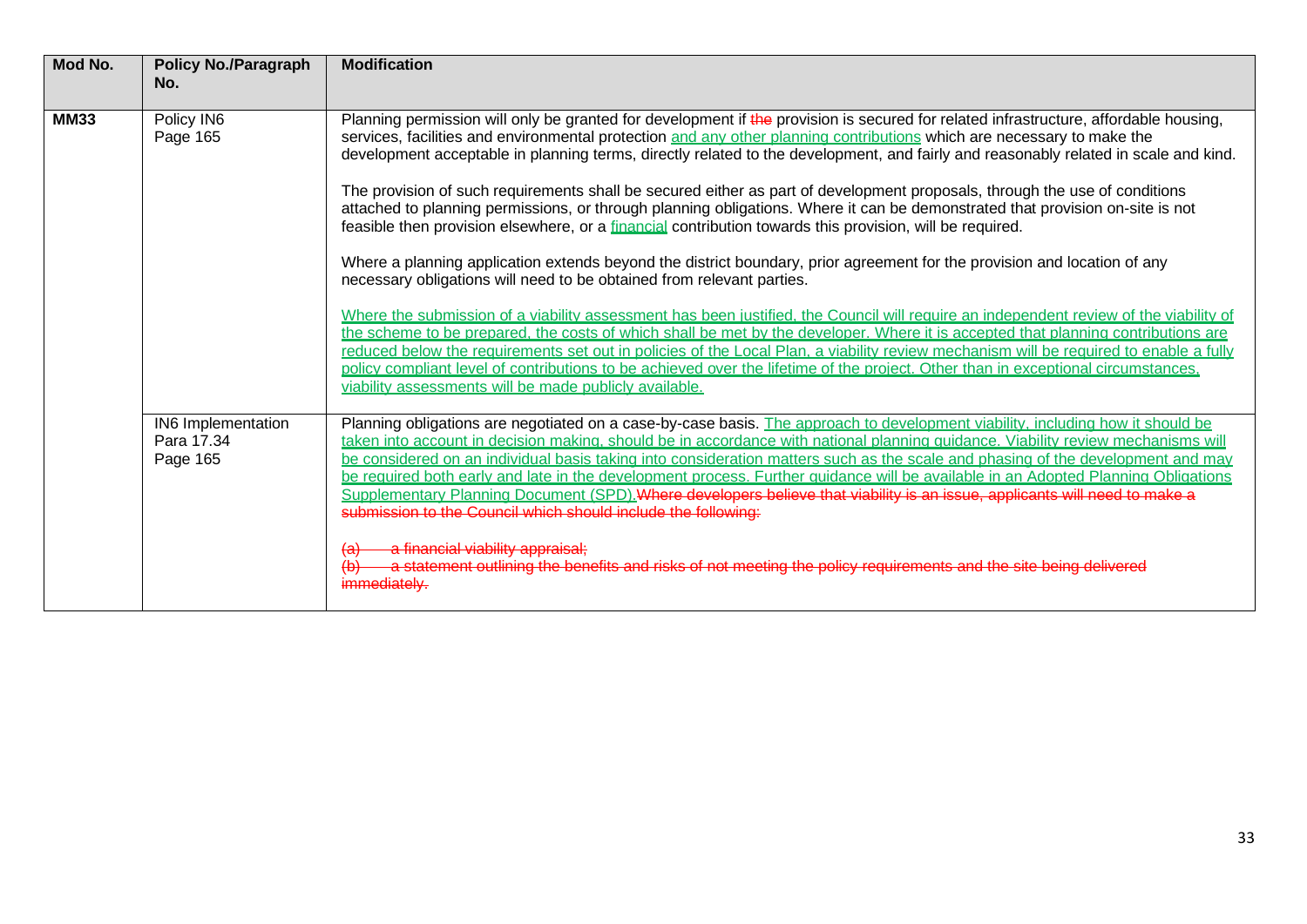| Mod No. | Policy No./Paragraph No. | Modification |
|---|---|---|
| **MM33** | Policy IN6<br>Page 165 | Planning permission will only be granted for development if ~~the~~ provision is secured for related infrastructure, affordable housing, services, facilities and environmental protection <u>and any other planning contributions</u> which are necessary to make the development acceptable in planning terms, directly related to the development, and fairly and reasonably related in scale and kind.<br><br>The provision of such requirements shall be secured either as part of development proposals, through the use of conditions attached to planning permissions, or through planning obligations. Where it can be demonstrated that provision on-site is not feasible then provision elsewhere, or a <u>financial</u> contribution towards this provision, will be required.<br><br>Where a planning application extends beyond the district boundary, prior agreement for the provision and location of any necessary obligations will need to be obtained from relevant parties.<br><br><u>Where the submission of a viability assessment has been justified, the Council will require an independent review of the viability of the scheme to be prepared, the costs of which shall be met by the developer. Where it is accepted that planning contributions are reduced below the requirements set out in policies of the Local Plan, a viability review mechanism will be required to enable a fully policy compliant level of contributions to be achieved over the lifetime of the project. Other than in exceptional circumstances, viability assessments will be made publicly available.</u> |
| | IN6 Implementation<br>Para 17.34<br>Page 165 | Planning obligations are negotiated on a case-by-case basis. <u>The approach to development viability, including how it should be taken into account in decision making, should be in accordance with national planning guidance. Viability review mechanisms will be considered on an individual basis taking into consideration matters such as the scale and phasing of the development and may be required both early and late in the development process. Further guidance will be available in an Adopted Planning Obligations Supplementary Planning Document (SPD).</u>~~Where developers believe that viability is an issue, applicants will need to make a submission to the Council which should include the following:~~<br><br>~~(a) a financial viability appraisal;~~<br>~~(b) a statement outlining the benefits and risks of not meeting the policy requirements and the site being delivered immediately.~~ |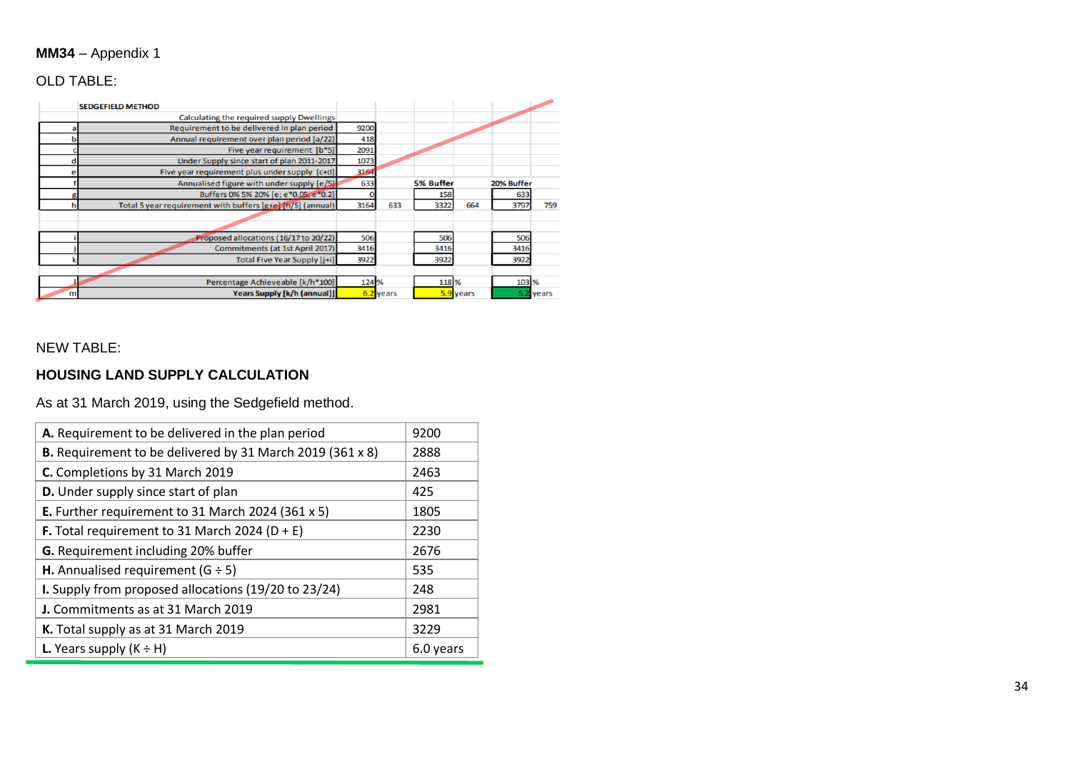**MM34** – Appendix 1

OLD TABLE:

| | SEDGEFIELD METHOD | | | | | | | |
|---|---|---|---|---|---|---|---|---|
| | Calculating the required supply Dwellings | | | | | | | |
| a | Requirement to be delivered in plan period | 9200 | | | | | | |
| b | Annual requirement over plan period [a/22] | 418 | | | | | | |
| c | Five year requirement [b*5] | 2091 | | | | | | |
| d | Under Supply since start of plan 2011-2017 | 1073 | | | | | | |
| e | Five year requirement plus under supply [c+d] | 3164 | | | | | | |
| f | Annualised figure with under supply [e/5] | 633 | | 5% Buffer | | 20% Buffer | | |
| g | Buffers 0% 5% 20% [e; e*0.05; e*0.2] | 0 | | 158 | | 633 | | |
| h | Total 5 year requirement with buffers [g+e] [h/5] (annual) | 3164 | 633 | 3322 | 664 | 3797 | 759 | |
| | | | | | | | | |
| i | Proposed allocations (16/17 to 20/22) | 506 | | 506 | | 506 | | |
| j | Commitments (at 1st April 2017) | 3416 | | 3416 | | 3416 | | |
| k | Total Five Year Supply [j+i] | 3922 | | 3922 | | 3922 | | |
| | | | | | | | | |
| l | Percentage Achieveable [k/h*100] | 124 | % | 118 | % | 103 | % | |
| m | Years Supply [k/h (annual)] | 6.2 | years | 5.9 | years | 5.2 | years | |

NEW TABLE:

**HOUSING LAND SUPPLY CALCULATION**

As at 31 March 2019, using the Sedgefield method.

| | |
|---|---|
| **A.** Requirement to be delivered in the plan period | 9200 |
| **B.** Requirement to be delivered by 31 March 2019 (361 x 8) | 2888 |
| **C.** Completions by 31 March 2019 | 2463 |
| **D.** Under supply since start of plan | 425 |
| **E.** Further requirement to 31 March 2024 (361 x 5) | 1805 |
| **F.** Total requirement to 31 March 2024 (D + E) | 2230 |
| **G.** Requirement including 20% buffer | 2676 |
| **H.** Annualised requirement (G ÷ 5) | 535 |
| **I.** Supply from proposed allocations (19/20 to 23/24) | 248 |
| **J.** Commitments as at 31 March 2019 | 2981 |
| **K.** Total supply as at 31 March 2019 | 3229 |
| **L.** Years supply (K ÷ H) | 6.0 years |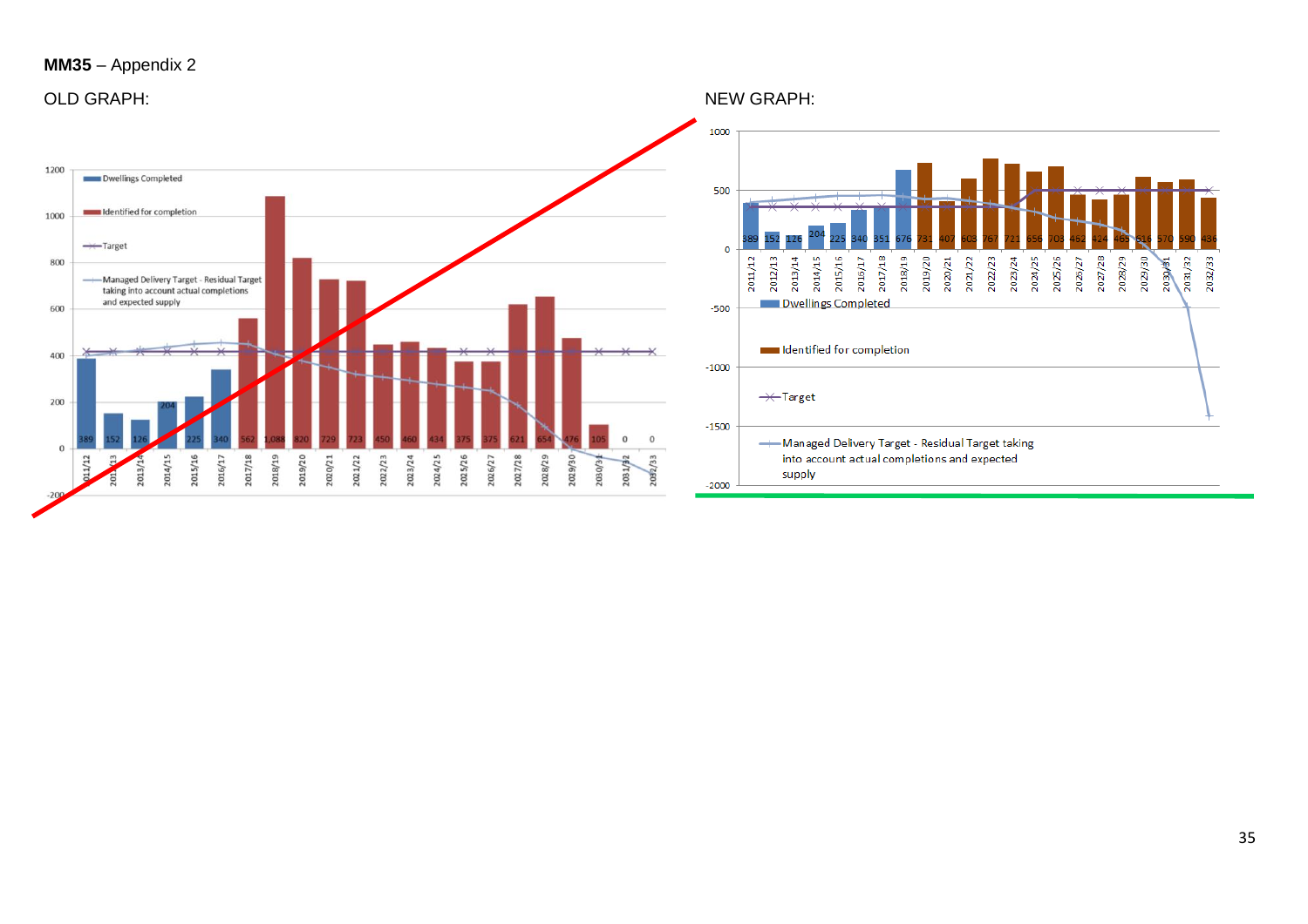**MM35** – Appendix 2

OLD GRAPH:

1200
1000
800
600
400
200
0
-200

Dwellings Completed
Identified for completion
Target
Managed Delivery Target - Residual Target taking into account actual completions and expected supply

389 152 126 204 225 340 562 1,088 820 729 723 450 460 434 375 375 621 654 476 105 0 0

2011/12 2012/13 2013/14 2014/15 2015/16 2016/17 2017/18 2018/19 2019/20 2020/21 2021/22 2022/23 2023/24 2024/25 2025/26 2026/27 2027/28 2028/29 2029/30 2030/31 2031/32 2032/33

NEW GRAPH:

1000
500
0
-500
-1000
-1500
-2000

389 152 126 204 225 340 351 676 731 407 603 767 721 656 703 462 424 463 616 570 590 436

2011/12 2012/13 2013/14 2014/15 2015/16 2016/17 2017/18 2018/19 2019/20 2020/21 2021/22 2022/23 2023/24 2024/25 2025/26 2026/27 2027/28 2028/29 2029/30 2030/31 2031/32 2032/33

Dwellings Completed
Identified for completion
Target
Managed Delivery Target - Residual Target taking into account actual completions and expected supply